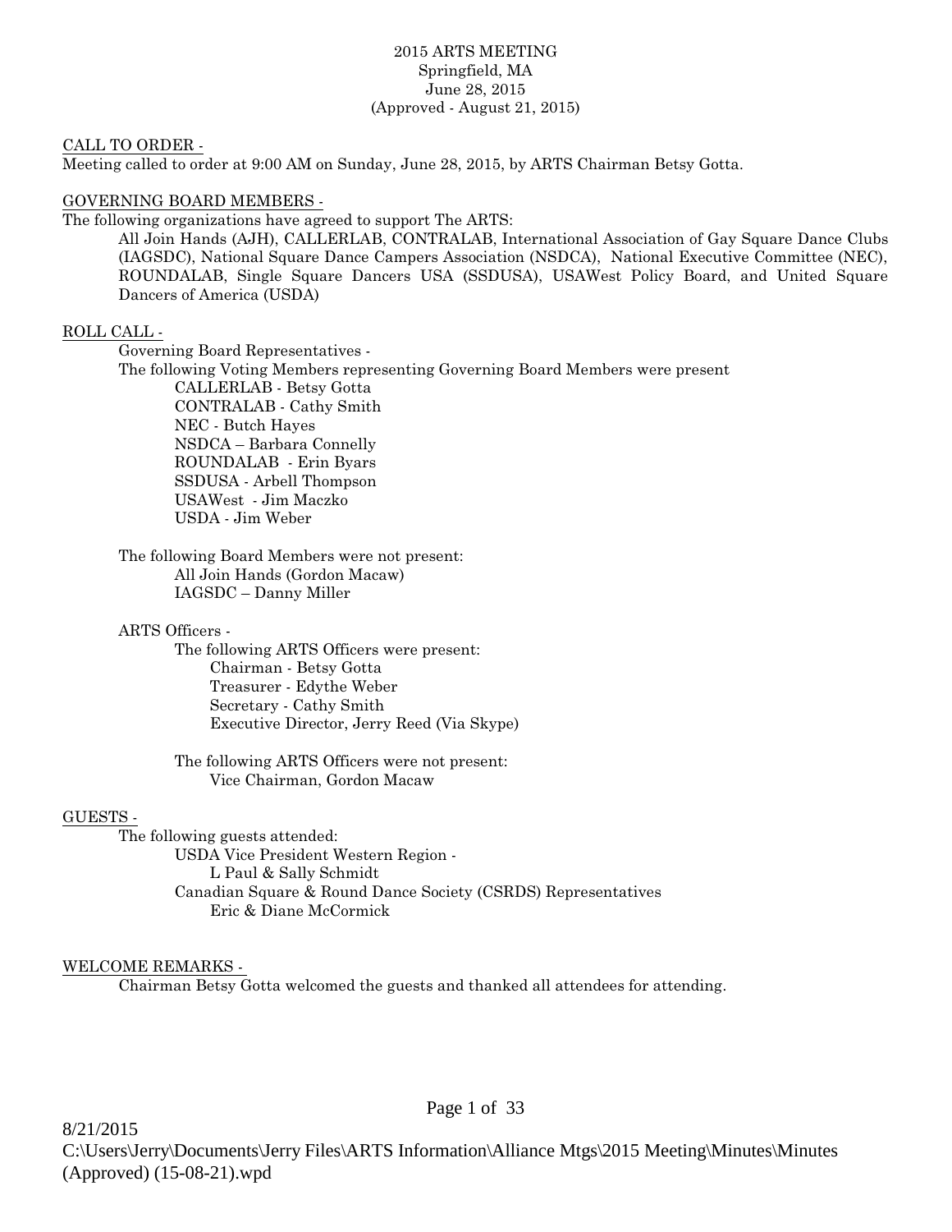# 2015 ARTS MEETING

Springfield, MA
June 28, 2015
(Approved - August 21, 2015)

## CALL TO ORDER -

Meeting called to order at 9:00 AM on Sunday, June 28, 2015, by ARTS Chairman Betsy Gotta.

## GOVERNING BOARD MEMBERS -

The following organizations have agreed to support The ARTS:

All Join Hands (AJH), CALLERLAB, CONTRALAB, International Association of Gay Square Dance Clubs (IAGSDC), National Square Dance Campers Association (NSDCA), National Executive Committee (NEC), ROUNDALAB, Single Square Dancers USA (SSDUSA), USAWest Policy Board, and United Square Dancers of America (USDA)

## ROLL CALL -

Governing Board Representatives -

The following Voting Members representing Governing Board Members were present

- CALLERLAB - Betsy Gotta
- CONTRALAB - Cathy Smith
- NEC - Butch Hayes
- NSDCA – Barbara Connelly
- ROUNDALAB - Erin Byars
- SSDUSA - Arbell Thompson
- USAWest - Jim Maczko
- USDA - Jim Weber

The following Board Members were not present:

- All Join Hands (Gordon Macaw)
- IAGSDC – Danny Miller

ARTS Officers -

The following ARTS Officers were present:

- Chairman - Betsy Gotta
- Treasurer - Edythe Weber
- Secretary - Cathy Smith
- Executive Director, Jerry Reed (Via Skype)

The following ARTS Officers were not present:

- Vice Chairman, Gordon Macaw

## GUESTS -

The following guests attended:

- USDA Vice President Western Region -
  - L Paul & Sally Schmidt
- Canadian Square & Round Dance Society (CSRDS) Representatives
  - Eric & Diane McCormick

## WELCOME REMARKS -

Chairman Betsy Gotta welcomed the guests and thanked all attendees for attending.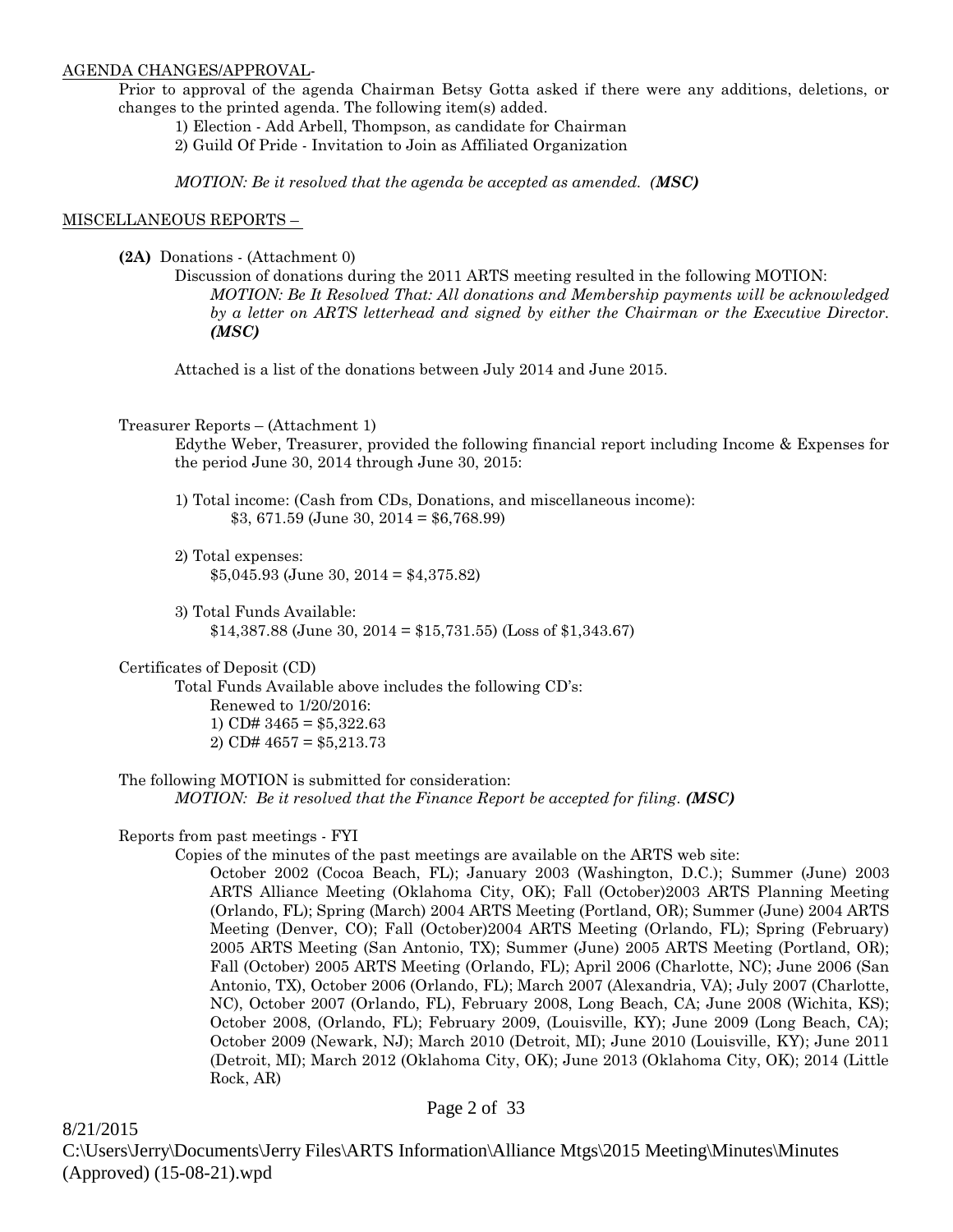AGENDA CHANGES/APPROVAL-

Prior to approval of the agenda Chairman Betsy Gotta asked if there were any additions, deletions, or changes to the printed agenda. The following item(s) added.

1) Election - Add Arbell, Thompson, as candidate for Chairman
2) Guild Of Pride - Invitation to Join as Affiliated Organization

*MOTION: Be it resolved that the agenda be accepted as amended. (**MSC**)*

MISCELLANEOUS REPORTS –

**(2A)** Donations - (Attachment 0)

Discussion of donations during the 2011 ARTS meeting resulted in the following MOTION:

*MOTION: Be It Resolved That: All donations and Membership payments will be acknowledged by a letter on ARTS letterhead and signed by either the Chairman or the Executive Director. **(MSC)***

Attached is a list of the donations between July 2014 and June 2015.

Treasurer Reports – (Attachment 1)

Edythe Weber, Treasurer, provided the following financial report including Income & Expenses for the period June 30, 2014 through June 30, 2015:

1) Total income: (Cash from CDs, Donations, and miscellaneous income):
$3, 671.59 (June 30, 2014 = $6,768.99)

2) Total expenses:
$5,045.93 (June 30, 2014 = $4,375.82)

3) Total Funds Available:
$14,387.88 (June 30, 2014 = $15,731.55) (Loss of $1,343.67)

Certificates of Deposit (CD)

Total Funds Available above includes the following CD's:

Renewed to 1/20/2016:
1) CD# 3465 = $5,322.63
2) CD# 4657 = $5,213.73

The following MOTION is submitted for consideration:

*MOTION: Be it resolved that the Finance Report be accepted for filing. **(MSC)***

Reports from past meetings - FYI

Copies of the minutes of the past meetings are available on the ARTS web site:

October 2002 (Cocoa Beach, FL); January 2003 (Washington, D.C.); Summer (June) 2003 ARTS Alliance Meeting (Oklahoma City, OK); Fall (October)2003 ARTS Planning Meeting (Orlando, FL); Spring (March) 2004 ARTS Meeting (Portland, OR); Summer (June) 2004 ARTS Meeting (Denver, CO); Fall (October)2004 ARTS Meeting (Orlando, FL); Spring (February) 2005 ARTS Meeting (San Antonio, TX); Summer (June) 2005 ARTS Meeting (Portland, OR); Fall (October) 2005 ARTS Meeting (Orlando, FL); April 2006 (Charlotte, NC); June 2006 (San Antonio, TX), October 2006 (Orlando, FL); March 2007 (Alexandria, VA); July 2007 (Charlotte, NC), October 2007 (Orlando, FL), February 2008, Long Beach, CA; June 2008 (Wichita, KS); October 2008, (Orlando, FL); February 2009, (Louisville, KY); June 2009 (Long Beach, CA); October 2009 (Newark, NJ); March 2010 (Detroit, MI); June 2010 (Louisville, KY); June 2011 (Detroit, MI); March 2012 (Oklahoma City, OK); June 2013 (Oklahoma City, OK); 2014 (Little Rock, AR)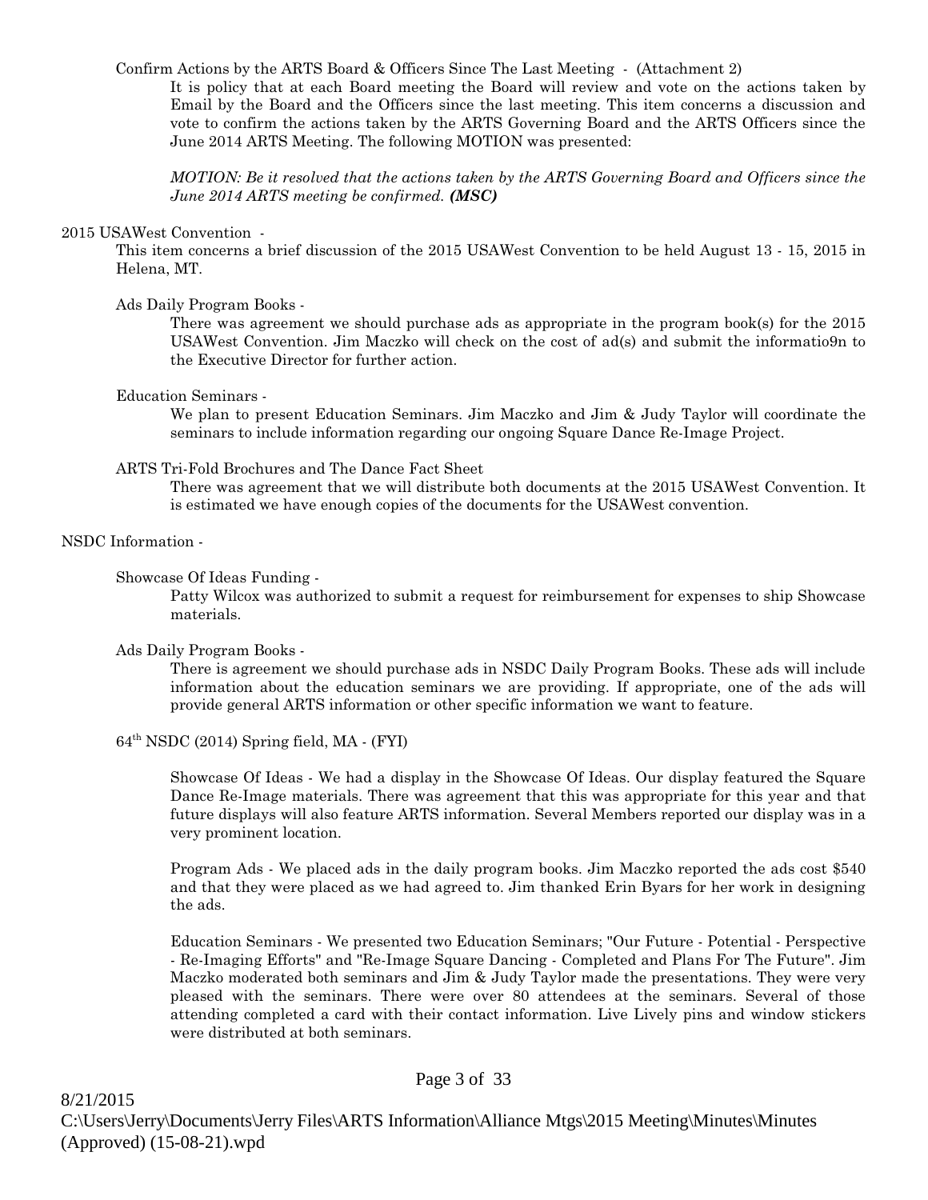Confirm Actions by the ARTS Board & Officers Since The Last Meeting - (Attachment 2)

It is policy that at each Board meeting the Board will review and vote on the actions taken by Email by the Board and the Officers since the last meeting. This item concerns a discussion and vote to confirm the actions taken by the ARTS Governing Board and the ARTS Officers since the June 2014 ARTS Meeting. The following MOTION was presented:

*MOTION: Be it resolved that the actions taken by the ARTS Governing Board and Officers since the June 2014 ARTS meeting be confirmed.* ***(MSC)***

2015 USAWest Convention -

This item concerns a brief discussion of the 2015 USAWest Convention to be held August 13 - 15, 2015 in Helena, MT.

Ads Daily Program Books -

There was agreement we should purchase ads as appropriate in the program book(s) for the 2015 USAWest Convention. Jim Maczko will check on the cost of ad(s) and submit the informatio9n to the Executive Director for further action.

Education Seminars -

We plan to present Education Seminars. Jim Maczko and Jim & Judy Taylor will coordinate the seminars to include information regarding our ongoing Square Dance Re-Image Project.

ARTS Tri-Fold Brochures and The Dance Fact Sheet

There was agreement that we will distribute both documents at the 2015 USAWest Convention. It is estimated we have enough copies of the documents for the USAWest convention.

NSDC Information -

Showcase Of Ideas Funding -

Patty Wilcox was authorized to submit a request for reimbursement for expenses to ship Showcase materials.

Ads Daily Program Books -

There is agreement we should purchase ads in NSDC Daily Program Books. These ads will include information about the education seminars we are providing. If appropriate, one of the ads will provide general ARTS information or other specific information we want to feature.

64th NSDC (2014) Spring field, MA - (FYI)

Showcase Of Ideas - We had a display in the Showcase Of Ideas. Our display featured the Square Dance Re-Image materials. There was agreement that this was appropriate for this year and that future displays will also feature ARTS information. Several Members reported our display was in a very prominent location.

Program Ads - We placed ads in the daily program books. Jim Maczko reported the ads cost $540 and that they were placed as we had agreed to. Jim thanked Erin Byars for her work in designing the ads.

Education Seminars - We presented two Education Seminars; "Our Future - Potential - Perspective - Re-Imaging Efforts" and "Re-Image Square Dancing - Completed and Plans For The Future". Jim Maczko moderated both seminars and Jim & Judy Taylor made the presentations. They were very pleased with the seminars. There were over 80 attendees at the seminars. Several of those attending completed a card with their contact information. Live Lively pins and window stickers were distributed at both seminars.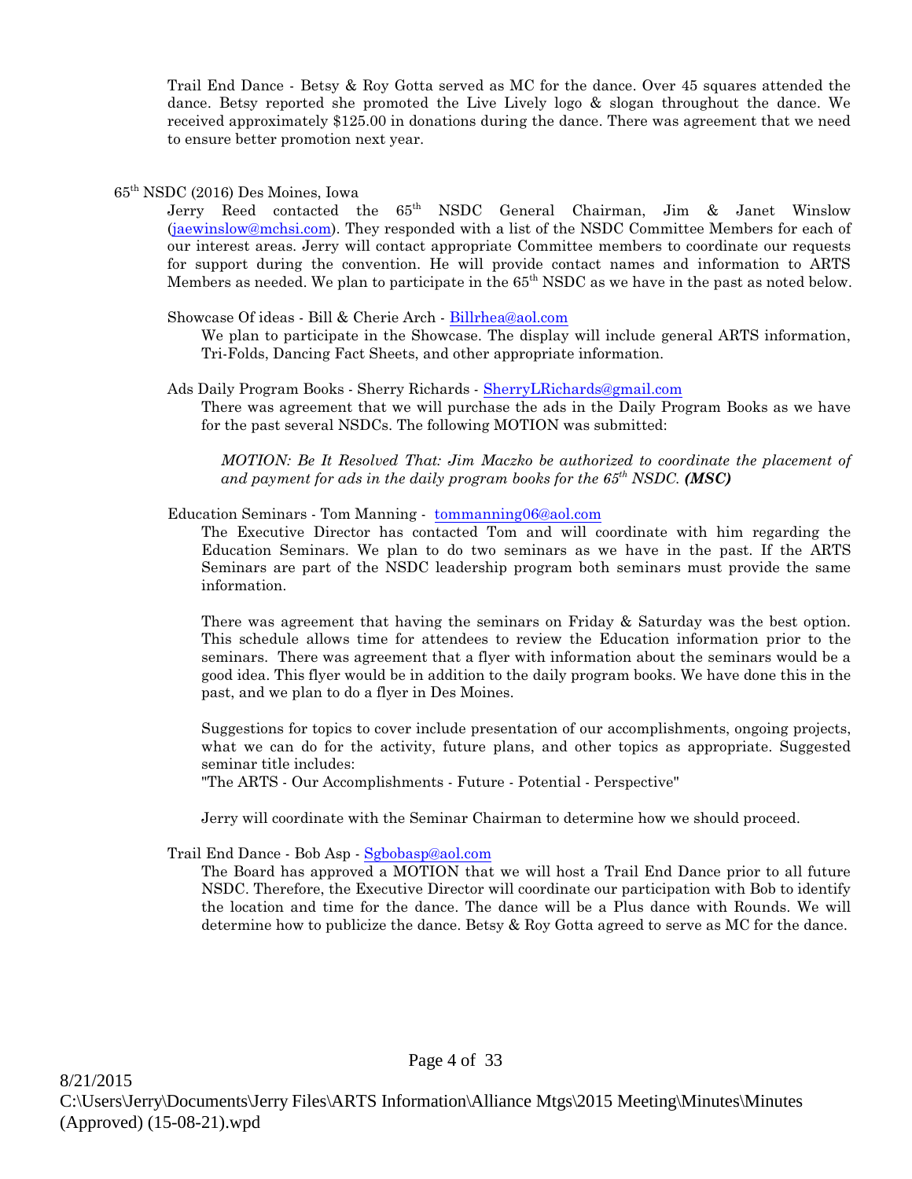Trail End Dance - Betsy & Roy Gotta served as MC for the dance. Over 45 squares attended the dance. Betsy reported she promoted the Live Lively logo & slogan throughout the dance. We received approximately $125.00 in donations during the dance. There was agreement that we need to ensure better promotion next year.

65th NSDC (2016) Des Moines, Iowa

Jerry Reed contacted the 65th NSDC General Chairman, Jim & Janet Winslow (jaewinslow@mchsi.com). They responded with a list of the NSDC Committee Members for each of our interest areas. Jerry will contact appropriate Committee members to coordinate our requests for support during the convention. He will provide contact names and information to ARTS Members as needed. We plan to participate in the 65th NSDC as we have in the past as noted below.

Showcase Of ideas - Bill & Cherie Arch - Billrhea@aol.com

We plan to participate in the Showcase. The display will include general ARTS information, Tri-Folds, Dancing Fact Sheets, and other appropriate information.

Ads Daily Program Books - Sherry Richards - SherryLRichards@gmail.com

There was agreement that we will purchase the ads in the Daily Program Books as we have for the past several NSDCs. The following MOTION was submitted:

*MOTION: Be It Resolved That: Jim Maczko be authorized to coordinate the placement of and payment for ads in the daily program books for the 65th NSDC.* ***(MSC)***

Education Seminars - Tom Manning - tommanning06@aol.com

The Executive Director has contacted Tom and will coordinate with him regarding the Education Seminars. We plan to do two seminars as we have in the past. If the ARTS Seminars are part of the NSDC leadership program both seminars must provide the same information.

There was agreement that having the seminars on Friday & Saturday was the best option. This schedule allows time for attendees to review the Education information prior to the seminars. There was agreement that a flyer with information about the seminars would be a good idea. This flyer would be in addition to the daily program books. We have done this in the past, and we plan to do a flyer in Des Moines.

Suggestions for topics to cover include presentation of our accomplishments, ongoing projects, what we can do for the activity, future plans, and other topics as appropriate. Suggested seminar title includes:
"The ARTS - Our Accomplishments - Future - Potential - Perspective"

Jerry will coordinate with the Seminar Chairman to determine how we should proceed.

Trail End Dance - Bob Asp - Sgbobasp@aol.com

The Board has approved a MOTION that we will host a Trail End Dance prior to all future NSDC. Therefore, the Executive Director will coordinate our participation with Bob to identify the location and time for the dance. The dance will be a Plus dance with Rounds. We will determine how to publicize the dance. Betsy & Roy Gotta agreed to serve as MC for the dance.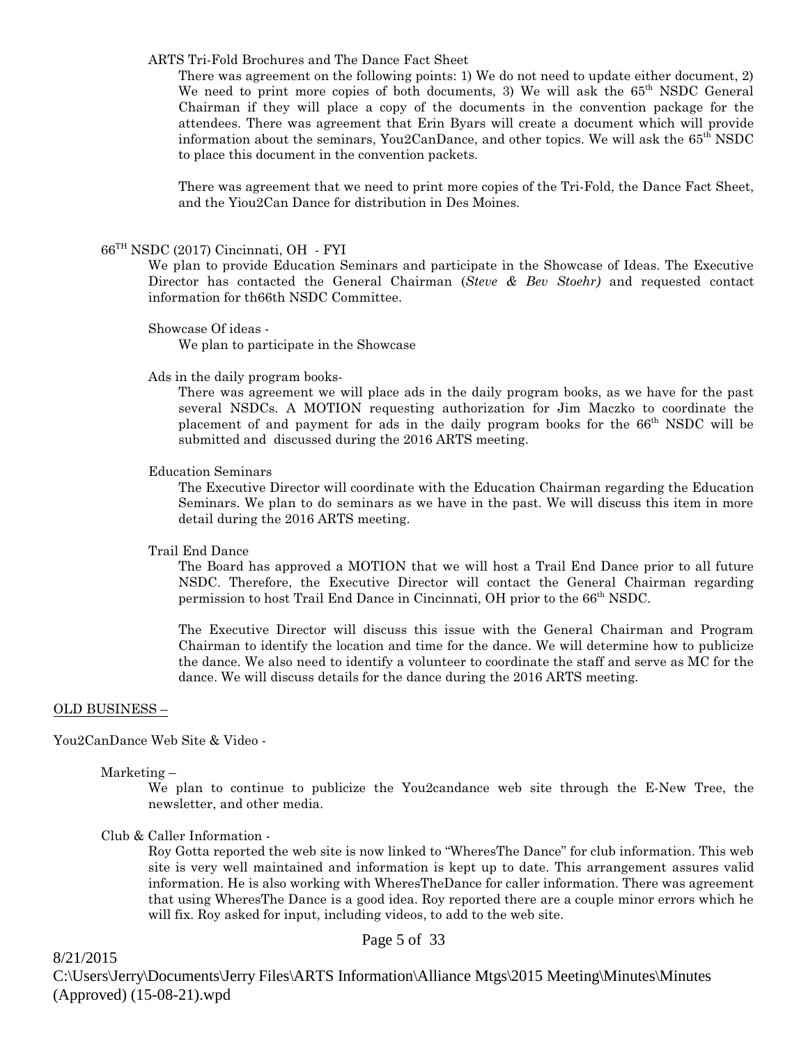ARTS Tri-Fold Brochures and The Dance Fact Sheet

There was agreement on the following points: 1) We do not need to update either document, 2) We need to print more copies of both documents, 3) We will ask the 65th NSDC General Chairman if they will place a copy of the documents in the convention package for the attendees. There was agreement that Erin Byars will create a document which will provide information about the seminars, You2CanDance, and other topics. We will ask the 65th NSDC to place this document in the convention packets.

There was agreement that we need to print more copies of the Tri-Fold, the Dance Fact Sheet, and the Yiou2Can Dance for distribution in Des Moines.

66TH NSDC (2017) Cincinnati, OH - FYI

We plan to provide Education Seminars and participate in the Showcase of Ideas. The Executive Director has contacted the General Chairman (*Steve & Bev Stoehr)* and requested contact information for th66th NSDC Committee.

Showcase Of ideas -

We plan to participate in the Showcase

Ads in the daily program books-

There was agreement we will place ads in the daily program books, as we have for the past several NSDCs. A MOTION requesting authorization for Jim Maczko to coordinate the placement of and payment for ads in the daily program books for the 66th NSDC will be submitted and discussed during the 2016 ARTS meeting.

Education Seminars

The Executive Director will coordinate with the Education Chairman regarding the Education Seminars. We plan to do seminars as we have in the past. We will discuss this item in more detail during the 2016 ARTS meeting.

Trail End Dance

The Board has approved a MOTION that we will host a Trail End Dance prior to all future NSDC. Therefore, the Executive Director will contact the General Chairman regarding permission to host Trail End Dance in Cincinnati, OH prior to the 66th NSDC.

The Executive Director will discuss this issue with the General Chairman and Program Chairman to identify the location and time for the dance. We will determine how to publicize the dance. We also need to identify a volunteer to coordinate the staff and serve as MC for the dance. We will discuss details for the dance during the 2016 ARTS meeting.

OLD BUSINESS –

You2CanDance Web Site & Video -

Marketing –

We plan to continue to publicize the You2candance web site through the E-New Tree, the newsletter, and other media.

Club & Caller Information -

Roy Gotta reported the web site is now linked to "WheresThe Dance" for club information. This web site is very well maintained and information is kept up to date. This arrangement assures valid information. He is also working with WheresTheDance for caller information. There was agreement that using WheresThe Dance is a good idea. Roy reported there are a couple minor errors which he will fix. Roy asked for input, including videos, to add to the web site.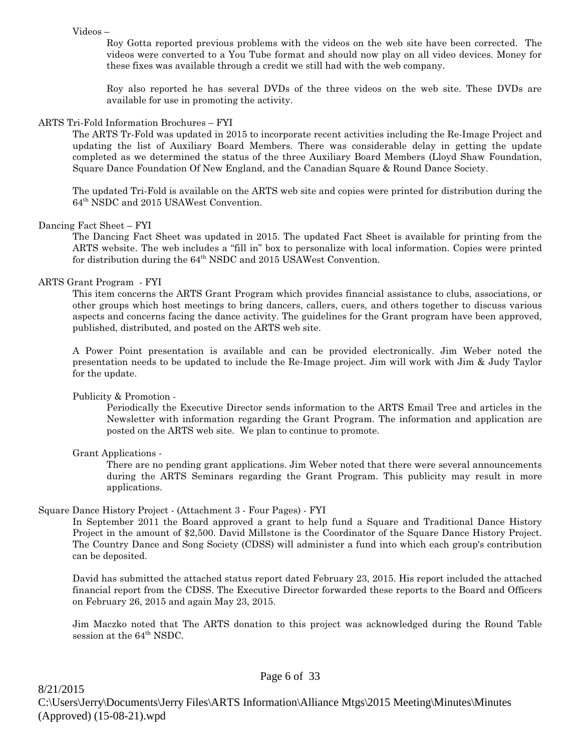Videos –

Roy Gotta reported previous problems with the videos on the web site have been corrected. The videos were converted to a You Tube format and should now play on all video devices. Money for these fixes was available through a credit we still had with the web company.

Roy also reported he has several DVDs of the three videos on the web site. These DVDs are available for use in promoting the activity.

ARTS Tri-Fold Information Brochures – FYI

The ARTS Tr-Fold was updated in 2015 to incorporate recent activities including the Re-Image Project and updating the list of Auxiliary Board Members. There was considerable delay in getting the update completed as we determined the status of the three Auxiliary Board Members (Lloyd Shaw Foundation, Square Dance Foundation Of New England, and the Canadian Square & Round Dance Society.

The updated Tri-Fold is available on the ARTS web site and copies were printed for distribution during the 64th NSDC and 2015 USAWest Convention.

Dancing Fact Sheet – FYI

The Dancing Fact Sheet was updated in 2015. The updated Fact Sheet is available for printing from the ARTS website. The web includes a "fill in" box to personalize with local information. Copies were printed for distribution during the 64th NSDC and 2015 USAWest Convention.

ARTS Grant Program - FYI

This item concerns the ARTS Grant Program which provides financial assistance to clubs, associations, or other groups which host meetings to bring dancers, callers, cuers, and others together to discuss various aspects and concerns facing the dance activity. The guidelines for the Grant program have been approved, published, distributed, and posted on the ARTS web site.

A Power Point presentation is available and can be provided electronically. Jim Weber noted the presentation needs to be updated to include the Re-Image project. Jim will work with Jim & Judy Taylor for the update.

Publicity & Promotion -

Periodically the Executive Director sends information to the ARTS Email Tree and articles in the Newsletter with information regarding the Grant Program. The information and application are posted on the ARTS web site. We plan to continue to promote.

Grant Applications -

There are no pending grant applications. Jim Weber noted that there were several announcements during the ARTS Seminars regarding the Grant Program. This publicity may result in more applications.

Square Dance History Project - (Attachment 3 - Four Pages) - FYI

In September 2011 the Board approved a grant to help fund a Square and Traditional Dance History Project in the amount of $2,500. David Millstone is the Coordinator of the Square Dance History Project. The Country Dance and Song Society (CDSS) will administer a fund into which each group's contribution can be deposited.

David has submitted the attached status report dated February 23, 2015. His report included the attached financial report from the CDSS. The Executive Director forwarded these reports to the Board and Officers on February 26, 2015 and again May 23, 2015.

Jim Maczko noted that The ARTS donation to this project was acknowledged during the Round Table session at the 64th NSDC.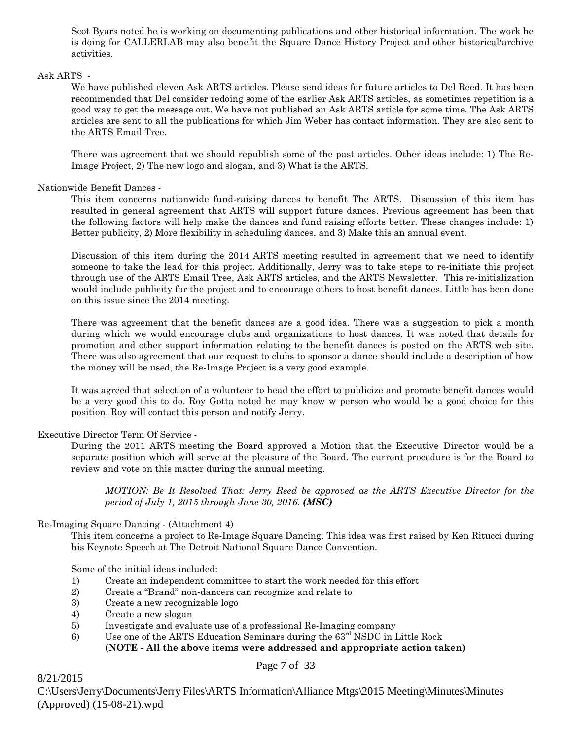Scot Byars noted he is working on documenting publications and other historical information. The work he is doing for CALLERLAB may also benefit the Square Dance History Project and other historical/archive activities.

Ask ARTS -

We have published eleven Ask ARTS articles. Please send ideas for future articles to Del Reed. It has been recommended that Del consider redoing some of the earlier Ask ARTS articles, as sometimes repetition is a good way to get the message out. We have not published an Ask ARTS article for some time. The Ask ARTS articles are sent to all the publications for which Jim Weber has contact information. They are also sent to the ARTS Email Tree.

There was agreement that we should republish some of the past articles. Other ideas include: 1) The Re-Image Project, 2) The new logo and slogan, and 3) What is the ARTS.

Nationwide Benefit Dances -

This item concerns nationwide fund-raising dances to benefit The ARTS. Discussion of this item has resulted in general agreement that ARTS will support future dances. Previous agreement has been that the following factors will help make the dances and fund raising efforts better. These changes include: 1) Better publicity, 2) More flexibility in scheduling dances, and 3) Make this an annual event.

Discussion of this item during the 2014 ARTS meeting resulted in agreement that we need to identify someone to take the lead for this project. Additionally, Jerry was to take steps to re-initiate this project through use of the ARTS Email Tree, Ask ARTS articles, and the ARTS Newsletter. This re-initialization would include publicity for the project and to encourage others to host benefit dances. Little has been done on this issue since the 2014 meeting.

There was agreement that the benefit dances are a good idea. There was a suggestion to pick a month during which we would encourage clubs and organizations to host dances. It was noted that details for promotion and other support information relating to the benefit dances is posted on the ARTS web site. There was also agreement that our request to clubs to sponsor a dance should include a description of how the money will be used, the Re-Image Project is a very good example.

It was agreed that selection of a volunteer to head the effort to publicize and promote benefit dances would be a very good this to do. Roy Gotta noted he may know w person who would be a good choice for this position. Roy will contact this person and notify Jerry.

Executive Director Term Of Service -

During the 2011 ARTS meeting the Board approved a Motion that the Executive Director would be a separate position which will serve at the pleasure of the Board. The current procedure is for the Board to review and vote on this matter during the annual meeting.

> *MOTION: Be It Resolved That: Jerry Reed be approved as the ARTS Executive Director for the period of July 1, 2015 through June 30, 2016.* ***(MSC)***

Re-Imaging Square Dancing - (Attachment 4)

This item concerns a project to Re-Image Square Dancing. This idea was first raised by Ken Ritucci during his Keynote Speech at The Detroit National Square Dance Convention.

Some of the initial ideas included:

1) Create an independent committee to start the work needed for this effort
2) Create a "Brand" non-dancers can recognize and relate to
3) Create a new recognizable logo
4) Create a new slogan
5) Investigate and evaluate use of a professional Re-Imaging company
6) Use one of the ARTS Education Seminars during the 63rd NSDC in Little Rock

**(NOTE - All the above items were addressed and appropriate action taken)**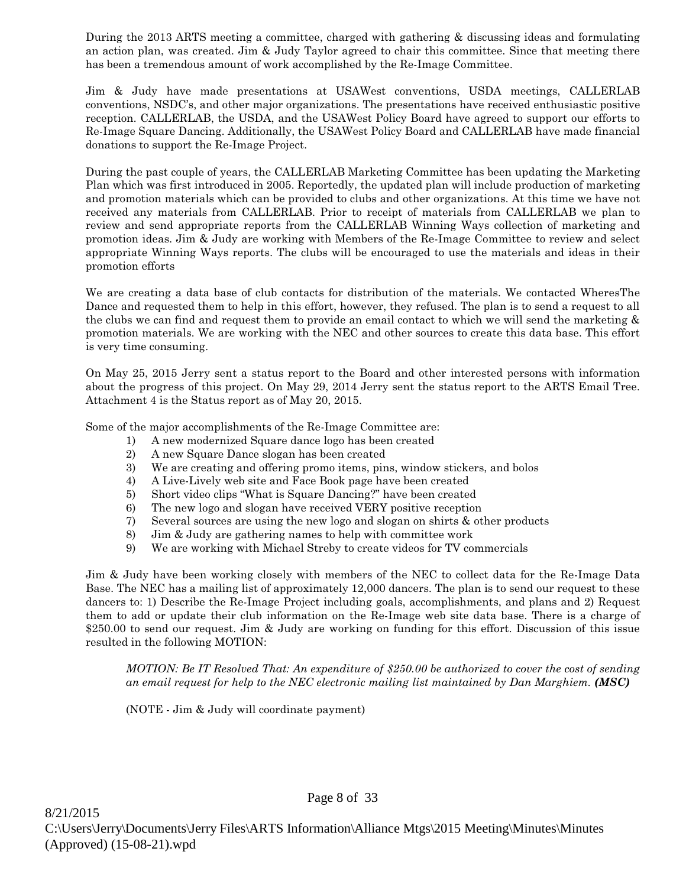During the 2013 ARTS meeting a committee, charged with gathering & discussing ideas and formulating an action plan, was created. Jim & Judy Taylor agreed to chair this committee. Since that meeting there has been a tremendous amount of work accomplished by the Re-Image Committee.

Jim & Judy have made presentations at USAWest conventions, USDA meetings, CALLERLAB conventions, NSDC's, and other major organizations. The presentations have received enthusiastic positive reception. CALLERLAB, the USDA, and the USAWest Policy Board have agreed to support our efforts to Re-Image Square Dancing. Additionally, the USAWest Policy Board and CALLERLAB have made financial donations to support the Re-Image Project.

During the past couple of years, the CALLERLAB Marketing Committee has been updating the Marketing Plan which was first introduced in 2005. Reportedly, the updated plan will include production of marketing and promotion materials which can be provided to clubs and other organizations. At this time we have not received any materials from CALLERLAB. Prior to receipt of materials from CALLERLAB we plan to review and send appropriate reports from the CALLERLAB Winning Ways collection of marketing and promotion ideas. Jim & Judy are working with Members of the Re-Image Committee to review and select appropriate Winning Ways reports. The clubs will be encouraged to use the materials and ideas in their promotion efforts

We are creating a data base of club contacts for distribution of the materials. We contacted WheresThe Dance and requested them to help in this effort, however, they refused. The plan is to send a request to all the clubs we can find and request them to provide an email contact to which we will send the marketing & promotion materials. We are working with the NEC and other sources to create this data base. This effort is very time consuming.

On May 25, 2015 Jerry sent a status report to the Board and other interested persons with information about the progress of this project. On May 29, 2014 Jerry sent the status report to the ARTS Email Tree. Attachment 4 is the Status report as of May 20, 2015.

Some of the major accomplishments of the Re-Image Committee are:

1) A new modernized Square dance logo has been created
2) A new Square Dance slogan has been created
3) We are creating and offering promo items, pins, window stickers, and bolos
4) A Live-Lively web site and Face Book page have been created
5) Short video clips "What is Square Dancing?" have been created
6) The new logo and slogan have received VERY positive reception
7) Several sources are using the new logo and slogan on shirts & other products
8) Jim & Judy are gathering names to help with committee work
9) We are working with Michael Streby to create videos for TV commercials

Jim & Judy have been working closely with members of the NEC to collect data for the Re-Image Data Base. The NEC has a mailing list of approximately 12,000 dancers. The plan is to send our request to these dancers to: 1) Describe the Re-Image Project including goals, accomplishments, and plans and 2) Request them to add or update their club information on the Re-Image web site data base. There is a charge of $250.00 to send our request. Jim & Judy are working on funding for this effort. Discussion of this issue resulted in the following MOTION:

> *MOTION: Be IT Resolved That: An expenditure of $250.00 be authorized to cover the cost of sending an email request for help to the NEC electronic mailing list maintained by Dan Marghiem.* ***(MSC)***
>
> (NOTE - Jim & Judy will coordinate payment)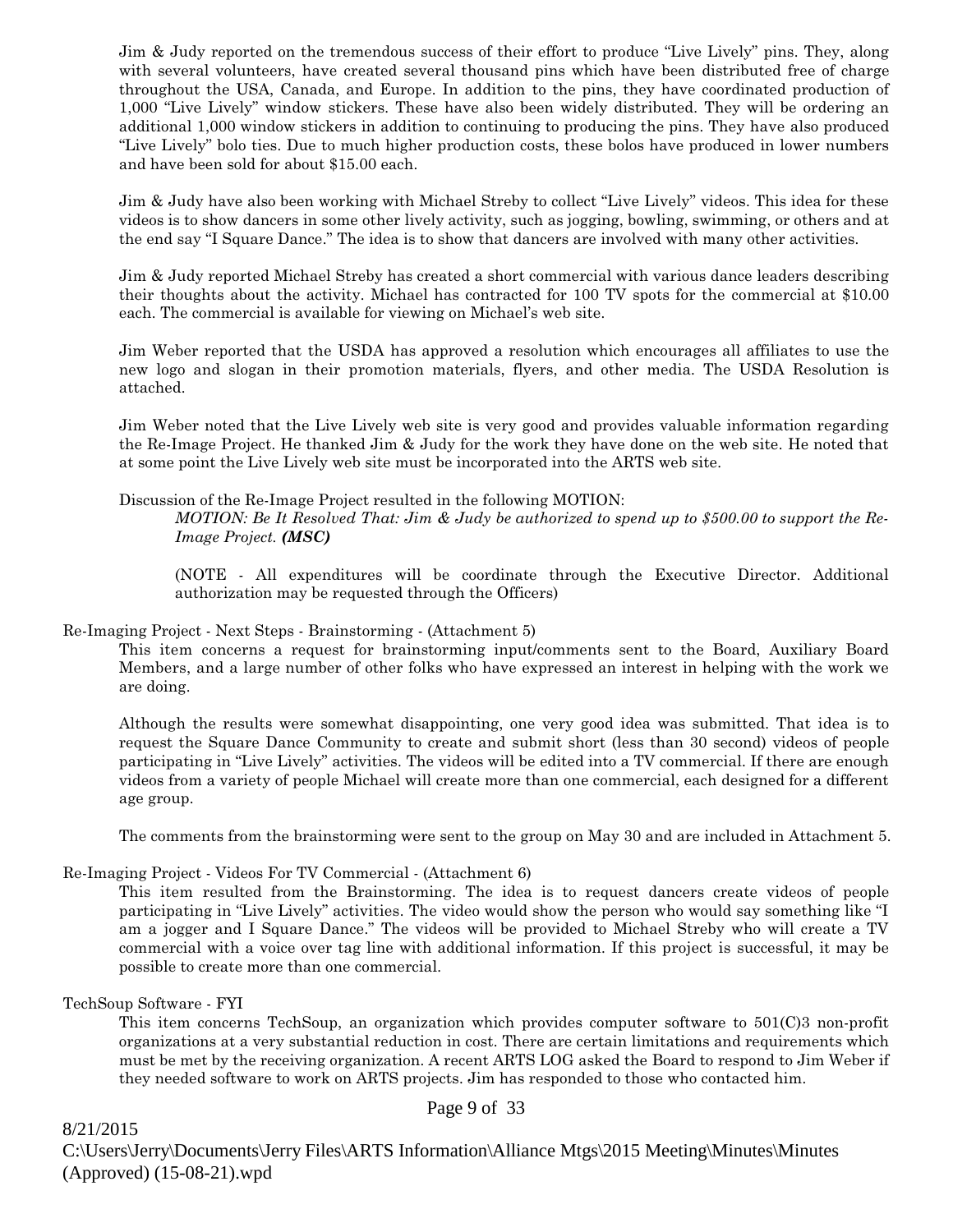Jim & Judy reported on the tremendous success of their effort to produce "Live Lively" pins. They, along with several volunteers, have created several thousand pins which have been distributed free of charge throughout the USA, Canada, and Europe. In addition to the pins, they have coordinated production of 1,000 "Live Lively" window stickers. These have also been widely distributed. They will be ordering an additional 1,000 window stickers in addition to continuing to producing the pins. They have also produced "Live Lively" bolo ties. Due to much higher production costs, these bolos have produced in lower numbers and have been sold for about $15.00 each.

Jim & Judy have also been working with Michael Streby to collect "Live Lively" videos. This idea for these videos is to show dancers in some other lively activity, such as jogging, bowling, swimming, or others and at the end say "I Square Dance." The idea is to show that dancers are involved with many other activities.

Jim & Judy reported Michael Streby has created a short commercial with various dance leaders describing their thoughts about the activity. Michael has contracted for 100 TV spots for the commercial at $10.00 each. The commercial is available for viewing on Michael's web site.

Jim Weber reported that the USDA has approved a resolution which encourages all affiliates to use the new logo and slogan in their promotion materials, flyers, and other media. The USDA Resolution is attached.

Jim Weber noted that the Live Lively web site is very good and provides valuable information regarding the Re-Image Project. He thanked Jim & Judy for the work they have done on the web site. He noted that at some point the Live Lively web site must be incorporated into the ARTS web site.

Discussion of the Re-Image Project resulted in the following MOTION:

> *MOTION: Be It Resolved That: Jim & Judy be authorized to spend up to $500.00 to support the Re-Image Project.* ***(MSC)***
>
> (NOTE - All expenditures will be coordinate through the Executive Director. Additional authorization may be requested through the Officers)

Re-Imaging Project - Next Steps - Brainstorming - (Attachment 5)

This item concerns a request for brainstorming input/comments sent to the Board, Auxiliary Board Members, and a large number of other folks who have expressed an interest in helping with the work we are doing.

Although the results were somewhat disappointing, one very good idea was submitted. That idea is to request the Square Dance Community to create and submit short (less than 30 second) videos of people participating in "Live Lively" activities. The videos will be edited into a TV commercial. If there are enough videos from a variety of people Michael will create more than one commercial, each designed for a different age group.

The comments from the brainstorming were sent to the group on May 30 and are included in Attachment 5.

Re-Imaging Project - Videos For TV Commercial - (Attachment 6)

This item resulted from the Brainstorming. The idea is to request dancers create videos of people participating in "Live Lively" activities. The video would show the person who would say something like "I am a jogger and I Square Dance." The videos will be provided to Michael Streby who will create a TV commercial with a voice over tag line with additional information. If this project is successful, it may be possible to create more than one commercial.

TechSoup Software - FYI

This item concerns TechSoup, an organization which provides computer software to 501(C)3 non-profit organizations at a very substantial reduction in cost. There are certain limitations and requirements which must be met by the receiving organization. A recent ARTS LOG asked the Board to respond to Jim Weber if they needed software to work on ARTS projects. Jim has responded to those who contacted him.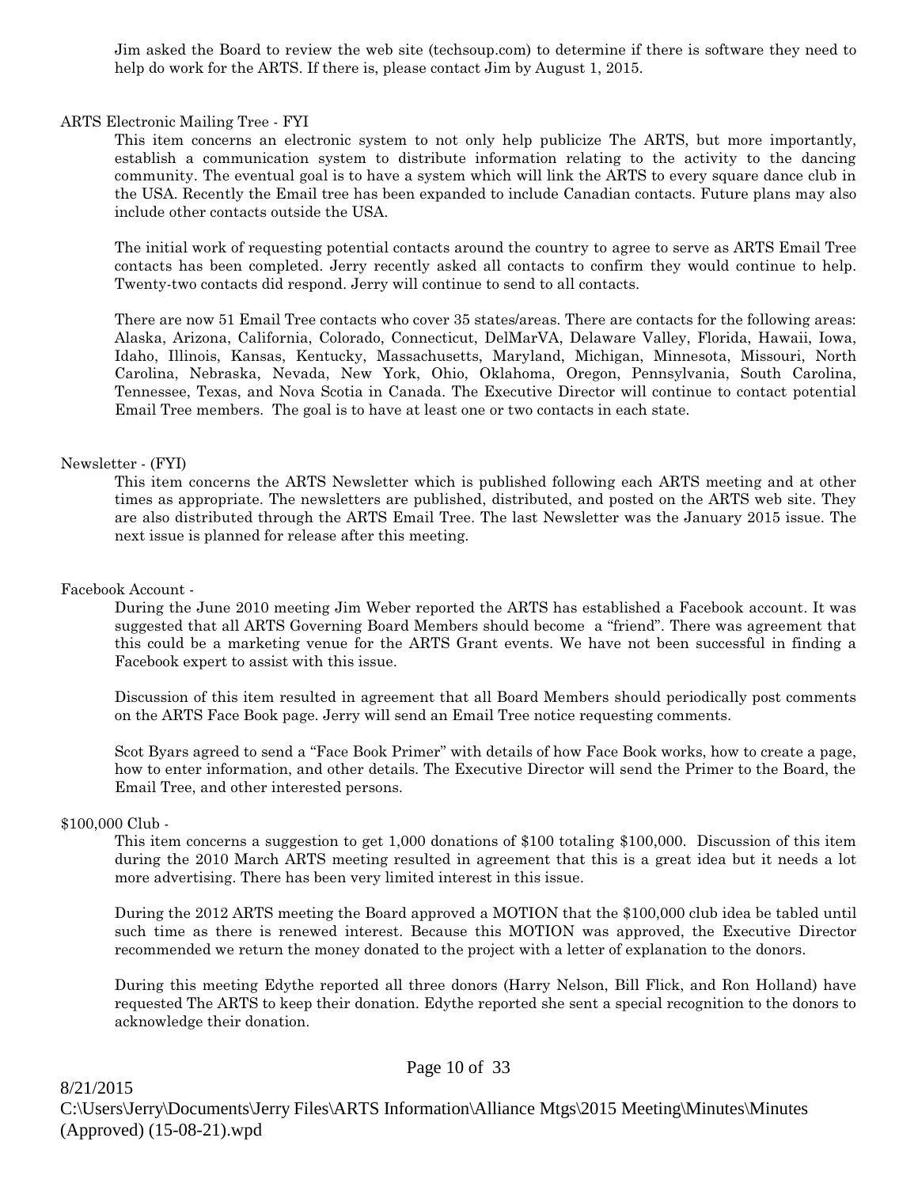Jim asked the Board to review the web site (techsoup.com) to determine if there is software they need to help do work for the ARTS. If there is, please contact Jim by August 1, 2015.

ARTS Electronic Mailing Tree - FYI

This item concerns an electronic system to not only help publicize The ARTS, but more importantly, establish a communication system to distribute information relating to the activity to the dancing community. The eventual goal is to have a system which will link the ARTS to every square dance club in the USA. Recently the Email tree has been expanded to include Canadian contacts. Future plans may also include other contacts outside the USA.

The initial work of requesting potential contacts around the country to agree to serve as ARTS Email Tree contacts has been completed. Jerry recently asked all contacts to confirm they would continue to help. Twenty-two contacts did respond. Jerry will continue to send to all contacts.

There are now 51 Email Tree contacts who cover 35 states/areas. There are contacts for the following areas: Alaska, Arizona, California, Colorado, Connecticut, DelMarVA, Delaware Valley, Florida, Hawaii, Iowa, Idaho, Illinois, Kansas, Kentucky, Massachusetts, Maryland, Michigan, Minnesota, Missouri, North Carolina, Nebraska, Nevada, New York, Ohio, Oklahoma, Oregon, Pennsylvania, South Carolina, Tennessee, Texas, and Nova Scotia in Canada. The Executive Director will continue to contact potential Email Tree members. The goal is to have at least one or two contacts in each state.

Newsletter - (FYI)

This item concerns the ARTS Newsletter which is published following each ARTS meeting and at other times as appropriate. The newsletters are published, distributed, and posted on the ARTS web site. They are also distributed through the ARTS Email Tree. The last Newsletter was the January 2015 issue. The next issue is planned for release after this meeting.

Facebook Account -

During the June 2010 meeting Jim Weber reported the ARTS has established a Facebook account. It was suggested that all ARTS Governing Board Members should become a "friend". There was agreement that this could be a marketing venue for the ARTS Grant events. We have not been successful in finding a Facebook expert to assist with this issue.

Discussion of this item resulted in agreement that all Board Members should periodically post comments on the ARTS Face Book page. Jerry will send an Email Tree notice requesting comments.

Scot Byars agreed to send a "Face Book Primer" with details of how Face Book works, how to create a page, how to enter information, and other details. The Executive Director will send the Primer to the Board, the Email Tree, and other interested persons.

$100,000 Club -

This item concerns a suggestion to get 1,000 donations of $100 totaling $100,000. Discussion of this item during the 2010 March ARTS meeting resulted in agreement that this is a great idea but it needs a lot more advertising. There has been very limited interest in this issue.

During the 2012 ARTS meeting the Board approved a MOTION that the $100,000 club idea be tabled until such time as there is renewed interest. Because this MOTION was approved, the Executive Director recommended we return the money donated to the project with a letter of explanation to the donors.

During this meeting Edythe reported all three donors (Harry Nelson, Bill Flick, and Ron Holland) have requested The ARTS to keep their donation. Edythe reported she sent a special recognition to the donors to acknowledge their donation.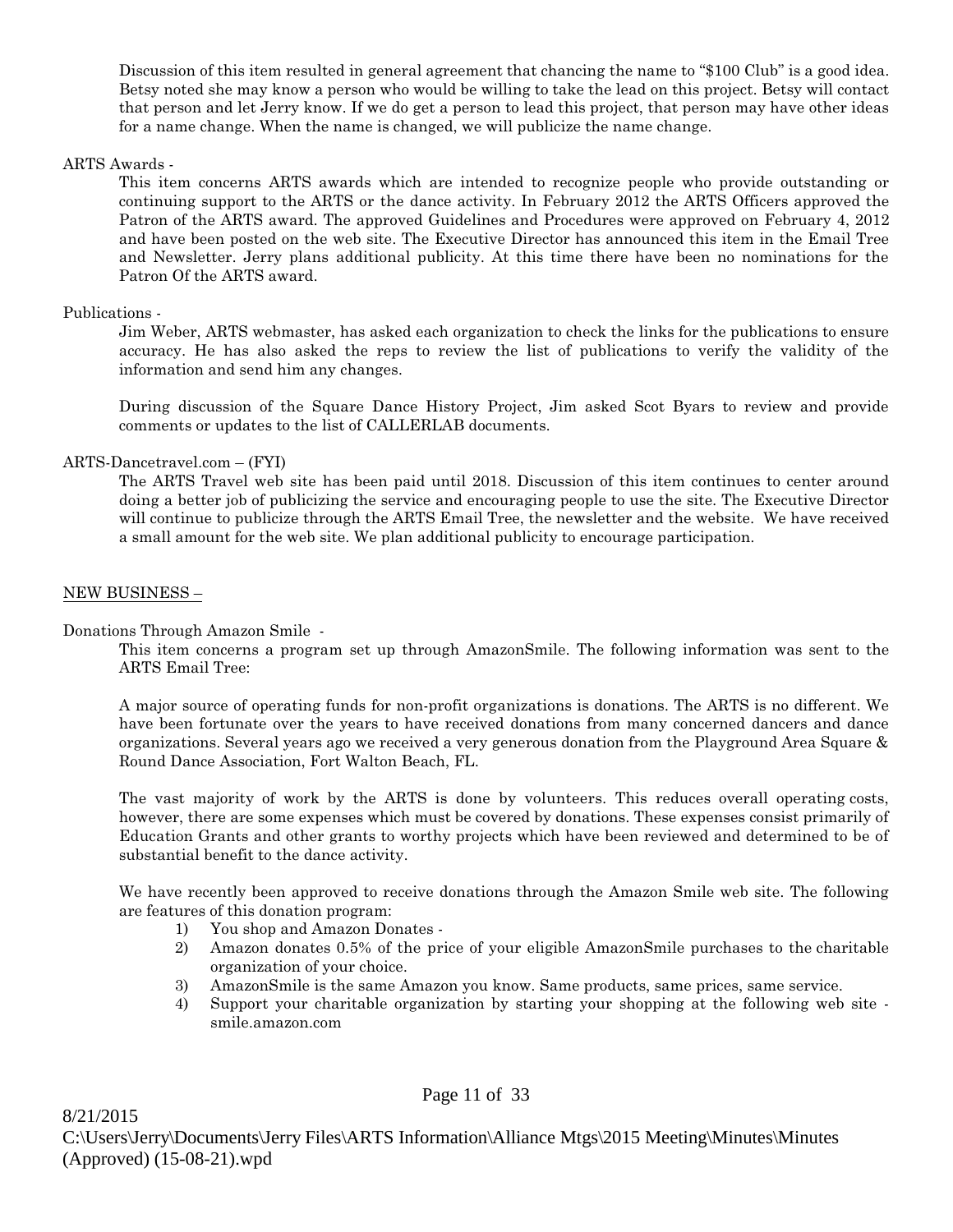Discussion of this item resulted in general agreement that chancing the name to "$100 Club" is a good idea. Betsy noted she may know a person who would be willing to take the lead on this project. Betsy will contact that person and let Jerry know. If we do get a person to lead this project, that person may have other ideas for a name change. When the name is changed, we will publicize the name change.

ARTS Awards -

This item concerns ARTS awards which are intended to recognize people who provide outstanding or continuing support to the ARTS or the dance activity. In February 2012 the ARTS Officers approved the Patron of the ARTS award. The approved Guidelines and Procedures were approved on February 4, 2012 and have been posted on the web site. The Executive Director has announced this item in the Email Tree and Newsletter. Jerry plans additional publicity. At this time there have been no nominations for the Patron Of the ARTS award.

Publications -

Jim Weber, ARTS webmaster, has asked each organization to check the links for the publications to ensure accuracy. He has also asked the reps to review the list of publications to verify the validity of the information and send him any changes.

During discussion of the Square Dance History Project, Jim asked Scot Byars to review and provide comments or updates to the list of CALLERLAB documents.

ARTS-Dancetravel.com – (FYI)

The ARTS Travel web site has been paid until 2018. Discussion of this item continues to center around doing a better job of publicizing the service and encouraging people to use the site. The Executive Director will continue to publicize through the ARTS Email Tree, the newsletter and the website. We have received a small amount for the web site. We plan additional publicity to encourage participation.

<u>NEW BUSINESS –</u>

Donations Through Amazon Smile -

This item concerns a program set up through AmazonSmile. The following information was sent to the ARTS Email Tree:

A major source of operating funds for non-profit organizations is donations. The ARTS is no different. We have been fortunate over the years to have received donations from many concerned dancers and dance organizations. Several years ago we received a very generous donation from the Playground Area Square & Round Dance Association, Fort Walton Beach, FL.

The vast majority of work by the ARTS is done by volunteers. This reduces overall operating costs, however, there are some expenses which must be covered by donations. These expenses consist primarily of Education Grants and other grants to worthy projects which have been reviewed and determined to be of substantial benefit to the dance activity.

We have recently been approved to receive donations through the Amazon Smile web site. The following are features of this donation program:

1) You shop and Amazon Donates -
2) Amazon donates 0.5% of the price of your eligible AmazonSmile purchases to the charitable organization of your choice.
3) AmazonSmile is the same Amazon you know. Same products, same prices, same service.
4) Support your charitable organization by starting your shopping at the following web site - smile.amazon.com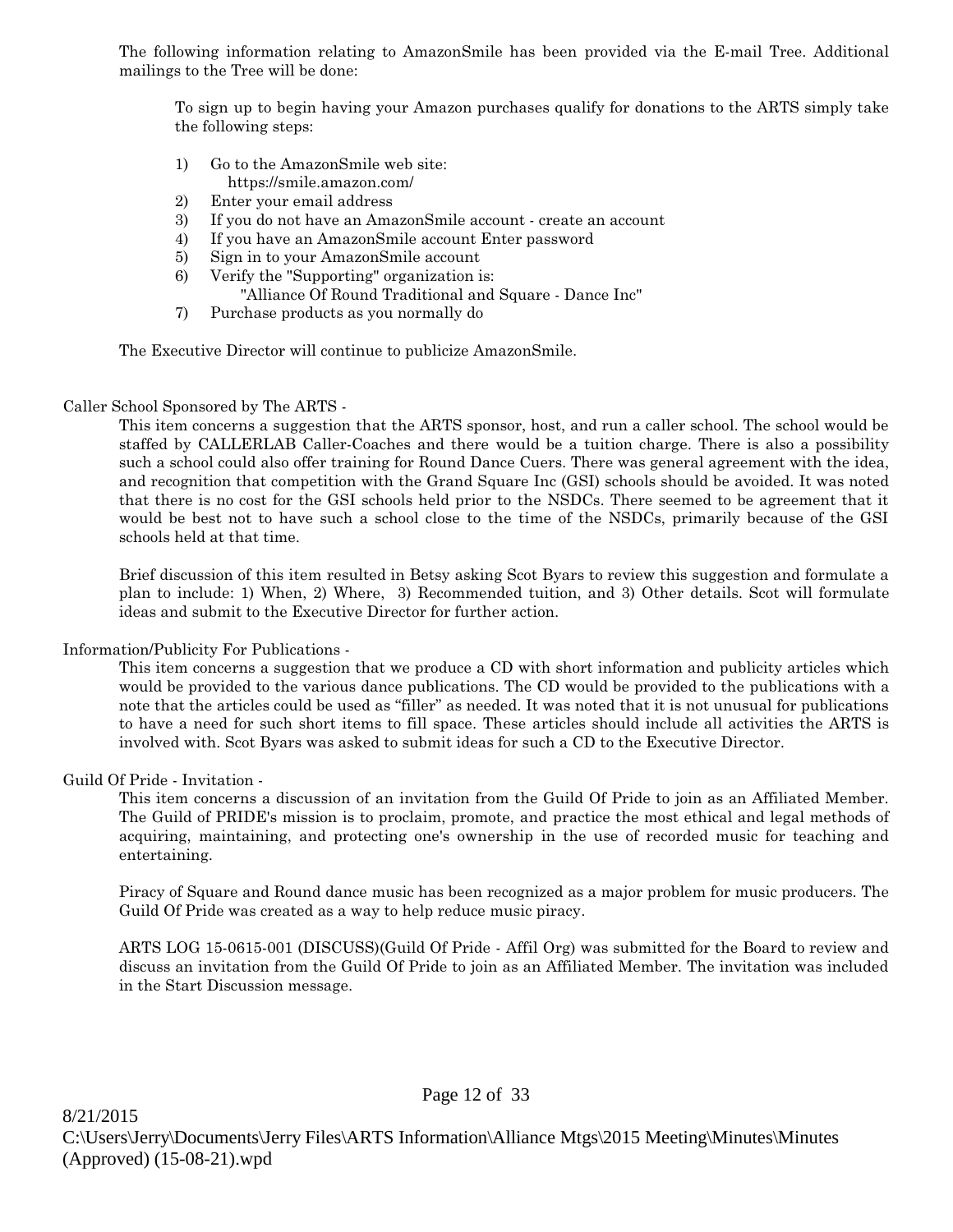The following information relating to AmazonSmile has been provided via the E-mail Tree. Additional mailings to the Tree will be done:

To sign up to begin having your Amazon purchases qualify for donations to the ARTS simply take the following steps:

1) Go to the AmazonSmile web site:
   https://smile.amazon.com/
2) Enter your email address
3) If you do not have an AmazonSmile account - create an account
4) If you have an AmazonSmile account Enter password
5) Sign in to your AmazonSmile account
6) Verify the "Supporting" organization is:
   "Alliance Of Round Traditional and Square - Dance Inc"
7) Purchase products as you normally do

The Executive Director will continue to publicize AmazonSmile.

Caller School Sponsored by The ARTS -

This item concerns a suggestion that the ARTS sponsor, host, and run a caller school. The school would be staffed by CALLERLAB Caller-Coaches and there would be a tuition charge. There is also a possibility such a school could also offer training for Round Dance Cuers. There was general agreement with the idea, and recognition that competition with the Grand Square Inc (GSI) schools should be avoided. It was noted that there is no cost for the GSI schools held prior to the NSDCs. There seemed to be agreement that it would be best not to have such a school close to the time of the NSDCs, primarily because of the GSI schools held at that time.

Brief discussion of this item resulted in Betsy asking Scot Byars to review this suggestion and formulate a plan to include: 1) When, 2) Where, 3) Recommended tuition, and 3) Other details. Scot will formulate ideas and submit to the Executive Director for further action.

Information/Publicity For Publications -

This item concerns a suggestion that we produce a CD with short information and publicity articles which would be provided to the various dance publications. The CD would be provided to the publications with a note that the articles could be used as "filler" as needed. It was noted that it is not unusual for publications to have a need for such short items to fill space. These articles should include all activities the ARTS is involved with. Scot Byars was asked to submit ideas for such a CD to the Executive Director.

Guild Of Pride - Invitation -

This item concerns a discussion of an invitation from the Guild Of Pride to join as an Affiliated Member. The Guild of PRIDE's mission is to proclaim, promote, and practice the most ethical and legal methods of acquiring, maintaining, and protecting one's ownership in the use of recorded music for teaching and entertaining.

Piracy of Square and Round dance music has been recognized as a major problem for music producers. The Guild Of Pride was created as a way to help reduce music piracy.

ARTS LOG 15-0615-001 (DISCUSS)(Guild Of Pride - Affil Org) was submitted for the Board to review and discuss an invitation from the Guild Of Pride to join as an Affiliated Member. The invitation was included in the Start Discussion message.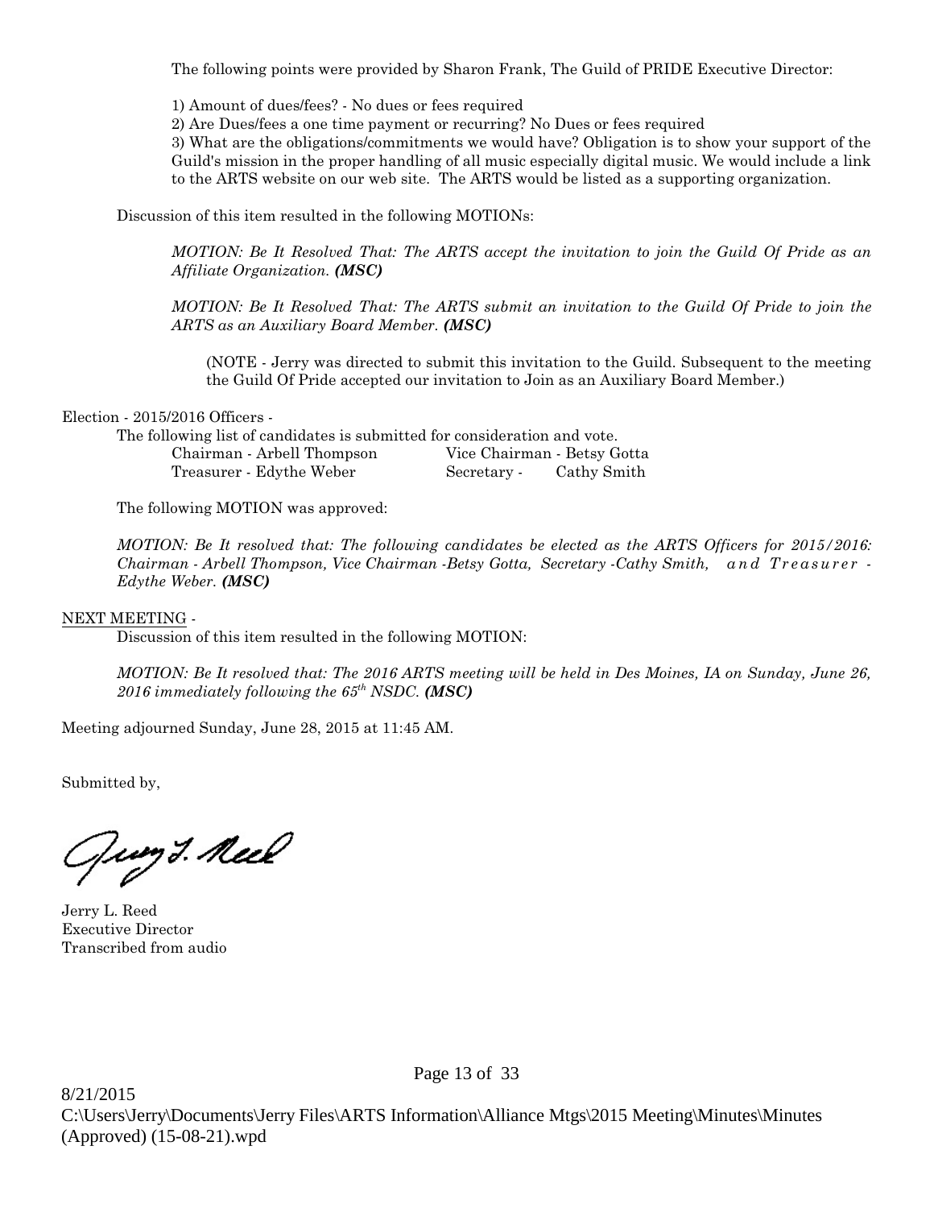The following points were provided by Sharon Frank, The Guild of PRIDE Executive Director:

1) Amount of dues/fees? - No dues or fees required
2) Are Dues/fees a one time payment or recurring? No Dues or fees required
3) What are the obligations/commitments we would have? Obligation is to show your support of the Guild's mission in the proper handling of all music especially digital music. We would include a link to the ARTS website on our web site. The ARTS would be listed as a supporting organization.

Discussion of this item resulted in the following MOTIONs:

*MOTION: Be It Resolved That: The ARTS accept the invitation to join the Guild Of Pride as an Affiliate Organization.* ***(MSC)***

*MOTION: Be It Resolved That: The ARTS submit an invitation to the Guild Of Pride to join the ARTS as an Auxiliary Board Member.* ***(MSC)***

(NOTE - Jerry was directed to submit this invitation to the Guild. Subsequent to the meeting the Guild Of Pride accepted our invitation to Join as an Auxiliary Board Member.)

Election - 2015/2016 Officers -

The following list of candidates is submitted for consideration and vote.

| | |
|---|---|
| Chairman - Arbell Thompson | Vice Chairman - Betsy Gotta |
| Treasurer - Edythe Weber | Secretary - Cathy Smith |

The following MOTION was approved:

*MOTION: Be It resolved that: The following candidates be elected as the ARTS Officers for 2015/2016: Chairman - Arbell Thompson, Vice Chairman -Betsy Gotta, Secretary -Cathy Smith, and Treasurer - Edythe Weber.* ***(MSC)***

NEXT MEETING -

Discussion of this item resulted in the following MOTION:

*MOTION: Be It resolved that: The 2016 ARTS meeting will be held in Des Moines, IA on Sunday, June 26, 2016 immediately following the 65th NSDC.* ***(MSC)***

Meeting adjourned Sunday, June 28, 2015 at 11:45 AM.

Submitted by,

Jerry L. Reed
Executive Director
Transcribed from audio

8/21/2015
C:\Users\Jerry\Documents\Jerry Files\ARTS Information\Alliance Mtgs\2015 Meeting\Minutes\Minutes (Approved) (15-08-21).wpd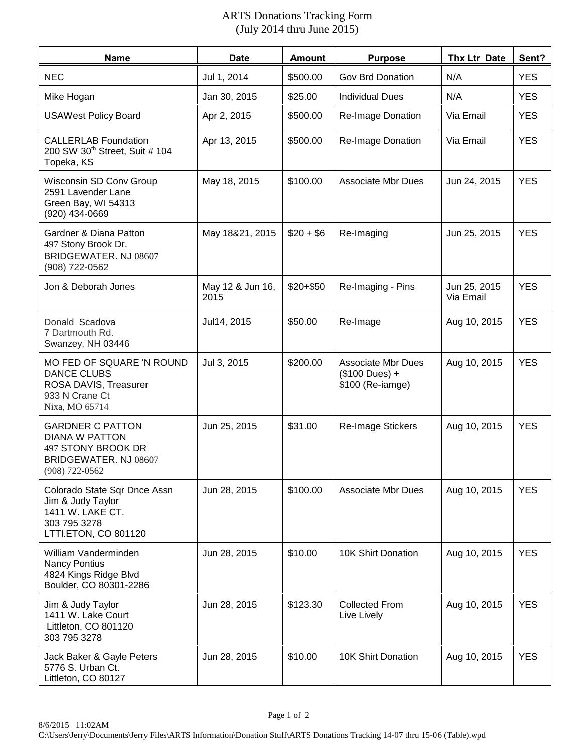# ARTS Donations Tracking Form
## (July 2014 thru June 2015)

| Name | Date | Amount | Purpose | Thx Ltr Date | Sent? |
|---|---|---|---|---|---|
| NEC | Jul 1, 2014 | $500.00 | Gov Brd Donation | N/A | YES |
| Mike Hogan | Jan 30, 2015 | $25.00 | Individual Dues | N/A | YES |
| USAWest Policy Board | Apr 2, 2015 | $500.00 | Re-Image Donation | Via Email | YES |
| CALLERLAB Foundation<br>200 SW 30th Street, Suit # 104<br>Topeka, KS | Apr 13, 2015 | $500.00 | Re-Image Donation | Via Email | YES |
| Wisconsin SD Conv Group<br>2591 Lavender Lane<br>Green Bay, WI 54313<br>(920) 434-0669 | May 18, 2015 | $100.00 | Associate Mbr Dues | Jun 24, 2015 | YES |
| Gardner & Diana Patton<br>497 Stony Brook Dr.<br>BRIDGEWATER. NJ 08607<br>(908) 722-0562 | May 18&21, 2015 | $20 + $6 | Re-Imaging | Jun 25, 2015 | YES |
| Jon & Deborah Jones | May 12 & Jun 16, 2015 | $20+$50 | Re-Imaging - Pins | Jun 25, 2015<br>Via Email | YES |
| Donald Scadova<br>7 Dartmouth Rd.<br>Swanzey, NH 03446 | Jul14, 2015 | $50.00 | Re-Image | Aug 10, 2015 | YES |
| MO FED OF SQUARE 'N ROUND DANCE CLUBS<br>ROSA DAVIS, Treasurer<br>933 N Crane Ct<br>Nixa, MO 65714 | Jul 3, 2015 | $200.00 | Associate Mbr Dues ($100 Dues) + $100 (Re-iamge) | Aug 10, 2015 | YES |
| GARDNER C PATTON<br>DIANA W PATTON<br>497 STONY BROOK DR<br>BRIDGEWATER. NJ 08607<br>(908) 722-0562 | Jun 25, 2015 | $31.00 | Re-Image Stickers | Aug 10, 2015 | YES |
| Colorado State Sqr Dnce Assn<br>Jim & Judy Taylor<br>1411 W. LAKE CT.<br>303 795 3278<br>LTTI.ETON, CO 801120 | Jun 28, 2015 | $100.00 | Associate Mbr Dues | Aug 10, 2015 | YES |
| William Vanderminden<br>Nancy Pontius<br>4824 Kings Ridge Blvd<br>Boulder, CO 80301-2286 | Jun 28, 2015 | $10.00 | 10K Shirt Donation | Aug 10, 2015 | YES |
| Jim & Judy Taylor<br>1411 W. Lake Court<br>Littleton, CO 801120<br>303 795 3278 | Jun 28, 2015 | $123.30 | Collected From Live Lively | Aug 10, 2015 | YES |
| Jack Baker & Gayle Peters<br>5776 S. Urban Ct.<br>Littleton, CO 80127 | Jun 28, 2015 | $10.00 | 10K Shirt Donation | Aug 10, 2015 | YES |

8/6/2015 11:02AM
C:\Users\Jerry\Documents\Jerry Files\ARTS Information\Donation Stuff\ARTS Donations Tracking 14-07 thru 15-06 (Table).wpd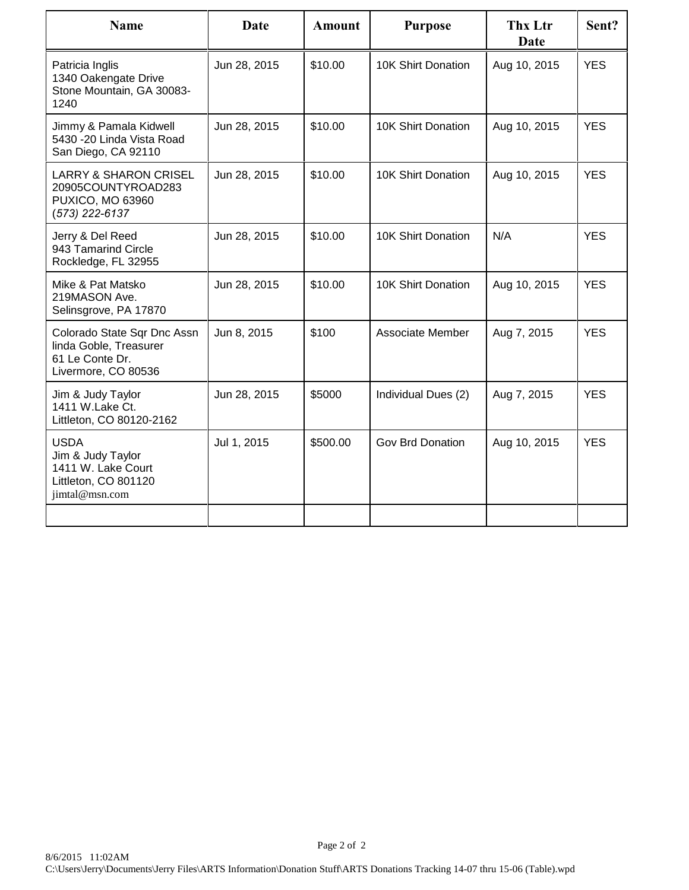| Name | Date | Amount | Purpose | Thx Ltr Date | Sent? |
|---|---|---|---|---|---|
| Patricia Inglis<br>1340 Oakengate Drive<br>Stone Mountain, GA 30083-1240 | Jun 28, 2015 | $10.00 | 10K Shirt Donation | Aug 10, 2015 | YES |
| Jimmy & Pamala Kidwell<br>5430 -20 Linda Vista Road<br>San Diego, CA 92110 | Jun 28, 2015 | $10.00 | 10K Shirt Donation | Aug 10, 2015 | YES |
| LARRY & SHARON CRISEL<br>20905COUNTYROAD283<br>PUXICO, MO 63960<br>*(573) 222-6137* | Jun 28, 2015 | $10.00 | 10K Shirt Donation | Aug 10, 2015 | YES |
| Jerry & Del Reed<br>943 Tamarind Circle<br>Rockledge, FL 32955 | Jun 28, 2015 | $10.00 | 10K Shirt Donation | N/A | YES |
| Mike & Pat Matsko<br>219MASON Ave.<br>Selinsgrove, PA 17870 | Jun 28, 2015 | $10.00 | 10K Shirt Donation | Aug 10, 2015 | YES |
| Colorado State Sqr Dnc Assn<br>linda Goble, Treasurer<br>61 Le Conte Dr.<br>Livermore, CO 80536 | Jun 8, 2015 | $100 | Associate Member | Aug 7, 2015 | YES |
| Jim & Judy Taylor<br>1411 W.Lake Ct.<br>Littleton, CO 80120-2162 | Jun 28, 2015 | $5000 | Individual Dues (2) | Aug 7, 2015 | YES |
| USDA<br>Jim & Judy Taylor<br>1411 W. Lake Court<br>Littleton, CO 801120<br>jimtal@msn.com | Jul 1, 2015 | $500.00 | Gov Brd Donation | Aug 10, 2015 | YES |
| | | | | | |

8/6/2015 11:02AM
C:\Users\Jerry\Documents\Jerry Files\ARTS Information\Donation Stuff\ARTS Donations Tracking 14-07 thru 15-06 (Table).wpd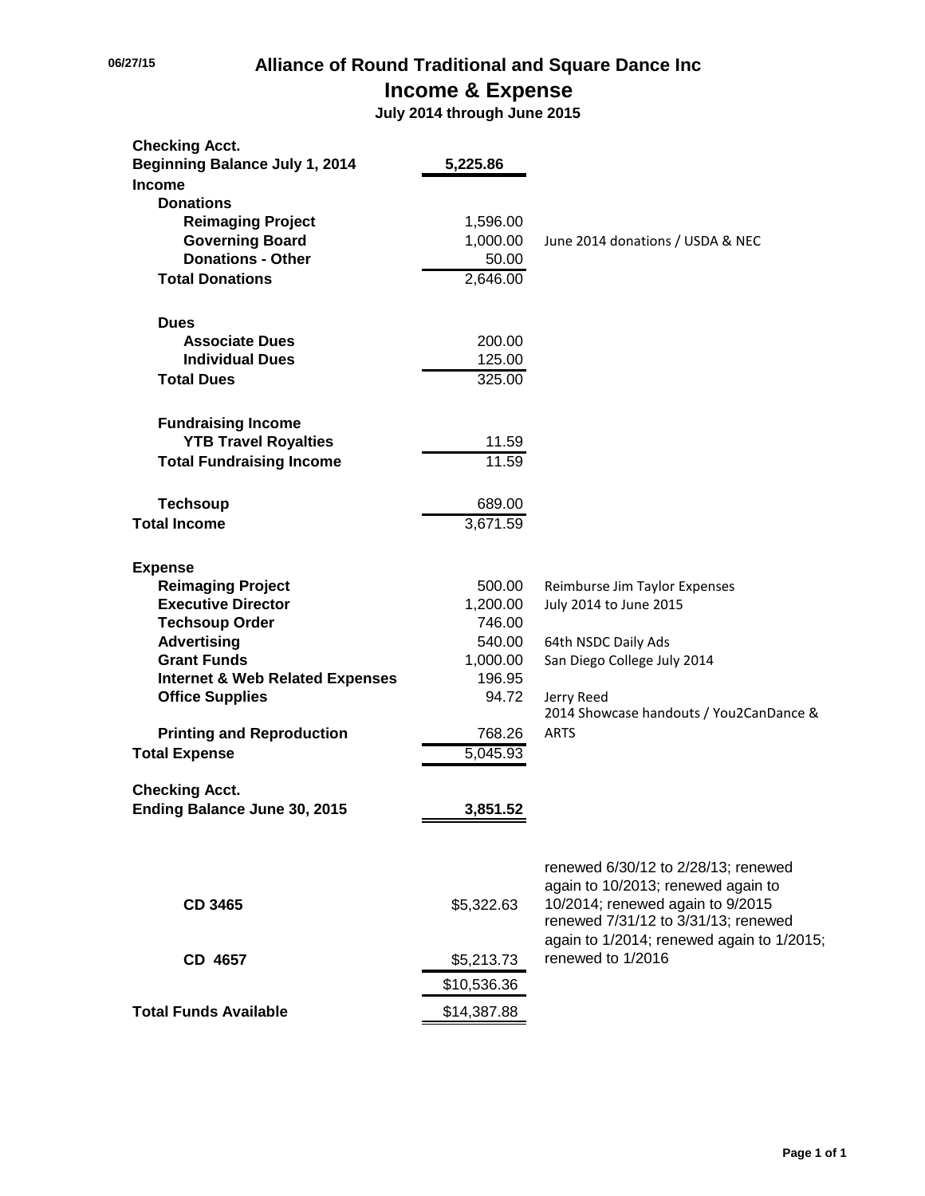06/27/15

# Alliance of Round Traditional and Square Dance Inc

## Income & Expense

**July 2014 through June 2015**

| | | |
|---|---|---|
| **Checking Acct.** | | |
| **Beginning Balance July 1, 2014** | **5,225.86** | |
| **Income** | | |
| **Donations** | | |
| **Reimaging Project** | 1,596.00 | |
| **Governing Board** | 1,000.00 | June 2014 donations / USDA & NEC |
| **Donations - Other** | 50.00 | |
| **Total Donations** | 2,646.00 | |
| **Dues** | | |
| **Associate Dues** | 200.00 | |
| **Individual Dues** | 125.00 | |
| **Total Dues** | 325.00 | |
| **Fundraising Income** | | |
| **YTB Travel Royalties** | 11.59 | |
| **Total Fundraising Income** | 11.59 | |
| **Techsoup** | 689.00 | |
| **Total Income** | 3,671.59 | |
| **Expense** | | |
| **Reimaging Project** | 500.00 | Reimburse Jim Taylor Expenses |
| **Executive Director** | 1,200.00 | July 2014 to June 2015 |
| **Techsoup Order** | 746.00 | |
| **Advertising** | 540.00 | 64th NSDC Daily Ads |
| **Grant Funds** | 1,000.00 | San Diego College July 2014 |
| **Internet & Web Related Expenses** | 196.95 | |
| **Office Supplies** | 94.72 | Jerry Reed |
| **Printing and Reproduction** | 768.26 | 2014 Showcase handouts / You2CanDance & ARTS |
| **Total Expense** | 5,045.93 | |
| **Checking Acct.** | | |
| **Ending Balance June 30, 2015** | **3,851.52** | |
| **CD 3465** | $5,322.63 | renewed 6/30/12 to 2/28/13; renewed again to 10/2013; renewed again to 10/2014; renewed again to 9/2015 |
| **CD 4657** | $5,213.73 | renewed 7/31/12 to 3/31/13; renewed again to 1/2014; renewed again to 1/2015; renewed to 1/2016 |
| | $10,536.36 | |
| **Total Funds Available** | $14,387.88 | |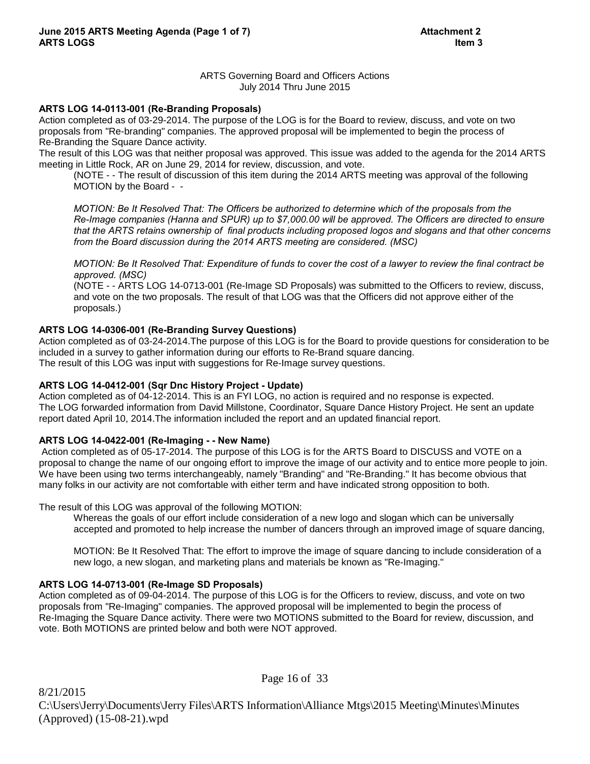ARTS Governing Board and Officers Actions
July 2014 Thru June 2015

**ARTS LOG 14-0113-001 (Re-Branding Proposals)**
Action completed as of 03-29-2014. The purpose of the LOG is for the Board to review, discuss, and vote on two proposals from "Re-branding" companies. The approved proposal will be implemented to begin the process of Re-Branding the Square Dance activity.
The result of this LOG was that neither proposal was approved. This issue was added to the agenda for the 2014 ARTS meeting in Little Rock, AR on June 29, 2014 for review, discussion, and vote.

> (NOTE - - The result of discussion of this item during the 2014 ARTS meeting was approval of the following MOTION by the Board - -
>
> *MOTION: Be It Resolved That: The Officers be authorized to determine which of the proposals from the Re-Image companies (Hanna and SPUR) up to $7,000.00 will be approved. The Officers are directed to ensure that the ARTS retains ownership of final products including proposed logos and slogans and that other concerns from the Board discussion during the 2014 ARTS meeting are considered. (MSC)*
>
> *MOTION: Be It Resolved That: Expenditure of funds to cover the cost of a lawyer to review the final contract be approved. (MSC)*
> (NOTE - - ARTS LOG 14-0713-001 (Re-Image SD Proposals) was submitted to the Officers to review, discuss, and vote on the two proposals. The result of that LOG was that the Officers did not approve either of the proposals.)

**ARTS LOG 14-0306-001 (Re-Branding Survey Questions)**
Action completed as of 03-24-2014.The purpose of this LOG is for the Board to provide questions for consideration to be included in a survey to gather information during our efforts to Re-Brand square dancing.
The result of this LOG was input with suggestions for Re-Image survey questions.

**ARTS LOG 14-0412-001 (Sqr Dnc History Project - Update)**
Action completed as of 04-12-2014. This is an FYI LOG, no action is required and no response is expected.
The LOG forwarded information from David Millstone, Coordinator, Square Dance History Project. He sent an update report dated April 10, 2014.The information included the report and an updated financial report.

**ARTS LOG 14-0422-001 (Re-Imaging - - New Name)**
Action completed as of 05-17-2014. The purpose of this LOG is for the ARTS Board to DISCUSS and VOTE on a proposal to change the name of our ongoing effort to improve the image of our activity and to entice more people to join. We have been using two terms interchangeably, namely "Branding" and "Re-Branding." It has become obvious that many folks in our activity are not comfortable with either term and have indicated strong opposition to both.

The result of this LOG was approval of the following MOTION:

> Whereas the goals of our effort include consideration of a new logo and slogan which can be universally accepted and promoted to help increase the number of dancers through an improved image of square dancing,
>
> MOTION: Be It Resolved That: The effort to improve the image of square dancing to include consideration of a new logo, a new slogan, and marketing plans and materials be known as "Re-Imaging."

**ARTS LOG 14-0713-001 (Re-Image SD Proposals)**
Action completed as of 09-04-2014. The purpose of this LOG is for the Officers to review, discuss, and vote on two proposals from "Re-Imaging" companies. The approved proposal will be implemented to begin the process of Re-Imaging the Square Dance activity. There were two MOTIONS submitted to the Board for review, discussion, and vote. Both MOTIONS are printed below and both were NOT approved.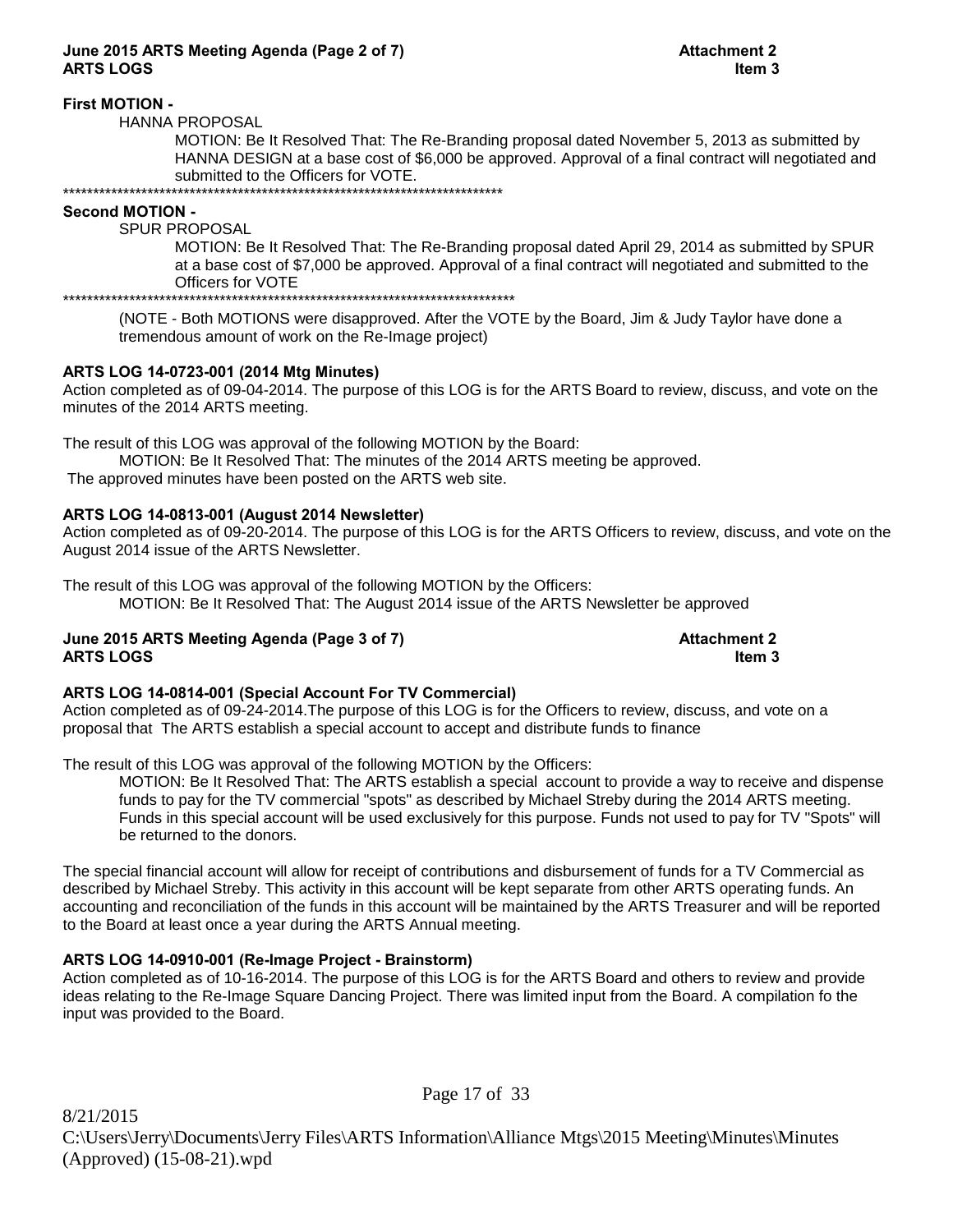**First MOTION -**

HANNA PROPOSAL

MOTION: Be It Resolved That: The Re-Branding proposal dated November 5, 2013 as submitted by HANNA DESIGN at a base cost of $6,000 be approved. Approval of a final contract will negotiated and submitted to the Officers for VOTE.

\*\*\*\*\*\*\*\*\*\*\*\*\*\*\*\*\*\*\*\*\*\*\*\*\*\*\*\*\*\*\*\*\*\*\*\*\*\*\*\*\*\*\*\*\*\*\*\*\*\*\*\*\*\*\*\*\*\*\*\*\*\*\*\*\*\*\*\*\*\*\*\*

**Second MOTION -**

SPUR PROPOSAL

MOTION: Be It Resolved That: The Re-Branding proposal dated April 29, 2014 as submitted by SPUR at a base cost of $7,000 be approved. Approval of a final contract will negotiated and submitted to the Officers for VOTE

\*\*\*\*\*\*\*\*\*\*\*\*\*\*\*\*\*\*\*\*\*\*\*\*\*\*\*\*\*\*\*\*\*\*\*\*\*\*\*\*\*\*\*\*\*\*\*\*\*\*\*\*\*\*\*\*\*\*\*\*\*\*\*\*\*\*\*\*\*\*\*\*\*\*\*\*

(NOTE - Both MOTIONS were disapproved. After the VOTE by the Board, Jim & Judy Taylor have done a tremendous amount of work on the Re-Image project)

**ARTS LOG 14-0723-001 (2014 Mtg Minutes)**

Action completed as of 09-04-2014. The purpose of this LOG is for the ARTS Board to review, discuss, and vote on the minutes of the 2014 ARTS meeting.

The result of this LOG was approval of the following MOTION by the Board:

MOTION: Be It Resolved That: The minutes of the 2014 ARTS meeting be approved.

The approved minutes have been posted on the ARTS web site.

**ARTS LOG 14-0813-001 (August 2014 Newsletter)**

Action completed as of 09-20-2014. The purpose of this LOG is for the ARTS Officers to review, discuss, and vote on the August 2014 issue of the ARTS Newsletter.

The result of this LOG was approval of the following MOTION by the Officers:

MOTION: Be It Resolved That: The August 2014 issue of the ARTS Newsletter be approved

**ARTS LOG 14-0814-001 (Special Account For TV Commercial)**

Action completed as of 09-24-2014.The purpose of this LOG is for the Officers to review, discuss, and vote on a proposal that The ARTS establish a special account to accept and distribute funds to finance

The result of this LOG was approval of the following MOTION by the Officers:

MOTION: Be It Resolved That: The ARTS establish a special account to provide a way to receive and dispense funds to pay for the TV commercial "spots" as described by Michael Streby during the 2014 ARTS meeting. Funds in this special account will be used exclusively for this purpose. Funds not used to pay for TV "Spots" will be returned to the donors.

The special financial account will allow for receipt of contributions and disbursement of funds for a TV Commercial as described by Michael Streby. This activity in this account will be kept separate from other ARTS operating funds. An accounting and reconciliation of the funds in this account will be maintained by the ARTS Treasurer and will be reported to the Board at least once a year during the ARTS Annual meeting.

**ARTS LOG 14-0910-001 (Re-Image Project - Brainstorm)**

Action completed as of 10-16-2014. The purpose of this LOG is for the ARTS Board and others to review and provide ideas relating to the Re-Image Square Dancing Project. There was limited input from the Board. A compilation fo the input was provided to the Board.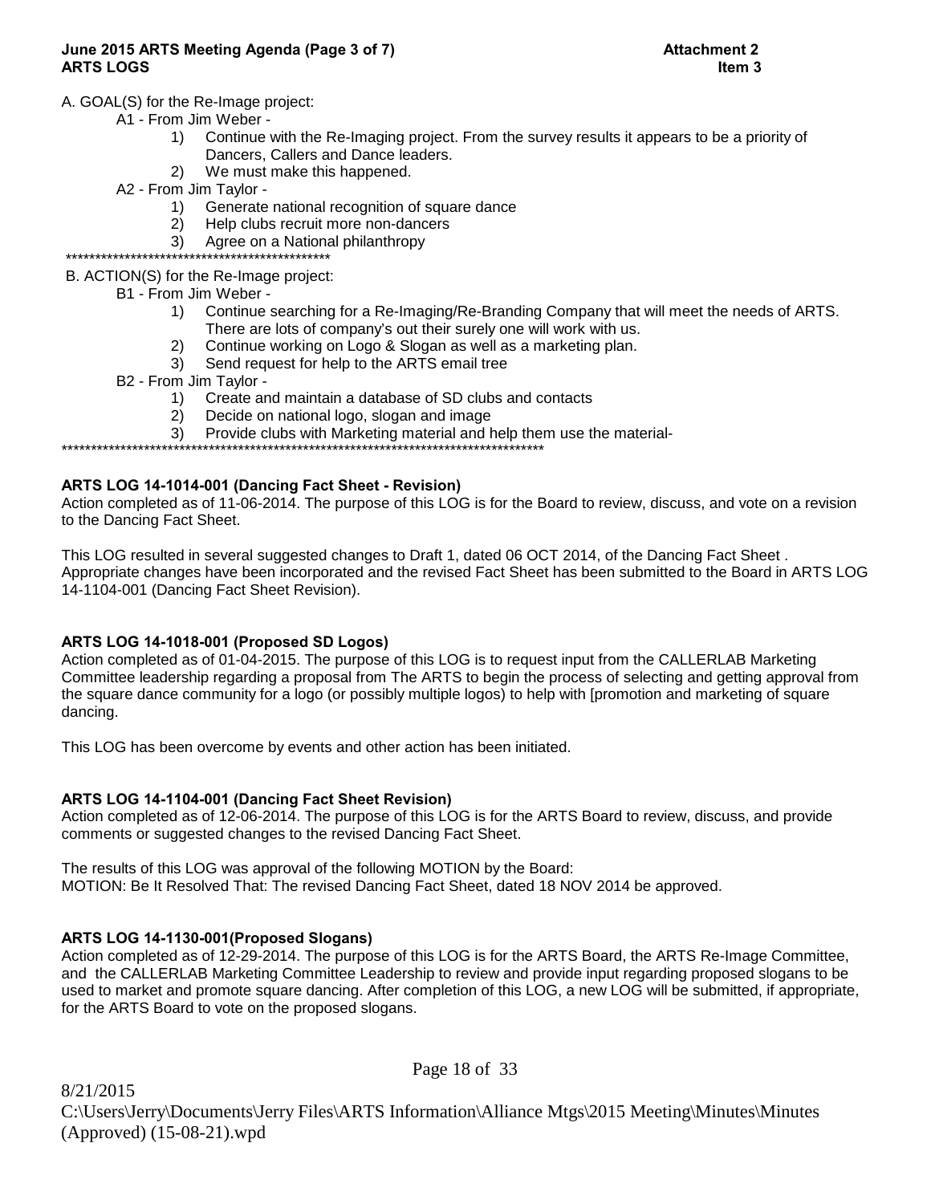A. GOAL(S) for the Re-Image project:

A1 - From Jim Weber -

1) Continue with the Re-Imaging project. From the survey results it appears to be a priority of Dancers, Callers and Dance leaders.
2) We must make this happened.

A2 - From Jim Taylor -

1) Generate national recognition of square dance
2) Help clubs recruit more non-dancers
3) Agree on a National philanthropy

*********************************************

B. ACTION(S) for the Re-Image project:

B1 - From Jim Weber -

1) Continue searching for a Re-Imaging/Re-Branding Company that will meet the needs of ARTS. There are lots of company's out their surely one will work with us.
2) Continue working on Logo & Slogan as well as a marketing plan.
3) Send request for help to the ARTS email tree

B2 - From Jim Taylor -

1) Create and maintain a database of SD clubs and contacts
2) Decide on national logo, slogan and image
3) Provide clubs with Marketing material and help them use the material-

***************************************************************************************

**ARTS LOG 14-1014-001 (Dancing Fact Sheet - Revision)**

Action completed as of 11-06-2014. The purpose of this LOG is for the Board to review, discuss, and vote on a revision to the Dancing Fact Sheet.

This LOG resulted in several suggested changes to Draft 1, dated 06 OCT 2014, of the Dancing Fact Sheet . Appropriate changes have been incorporated and the revised Fact Sheet has been submitted to the Board in ARTS LOG 14-1104-001 (Dancing Fact Sheet Revision).

**ARTS LOG 14-1018-001 (Proposed SD Logos)**

Action completed as of 01-04-2015. The purpose of this LOG is to request input from the CALLERLAB Marketing Committee leadership regarding a proposal from The ARTS to begin the process of selecting and getting approval from the square dance community for a logo (or possibly multiple logos) to help with [promotion and marketing of square dancing.

This LOG has been overcome by events and other action has been initiated.

**ARTS LOG 14-1104-001 (Dancing Fact Sheet Revision)**

Action completed as of 12-06-2014. The purpose of this LOG is for the ARTS Board to review, discuss, and provide comments or suggested changes to the revised Dancing Fact Sheet.

The results of this LOG was approval of the following MOTION by the Board:
MOTION: Be It Resolved That: The revised Dancing Fact Sheet, dated 18 NOV 2014 be approved.

**ARTS LOG 14-1130-001(Proposed Slogans)**

Action completed as of 12-29-2014. The purpose of this LOG is for the ARTS Board, the ARTS Re-Image Committee, and the CALLERLAB Marketing Committee Leadership to review and provide input regarding proposed slogans to be used to market and promote square dancing. After completion of this LOG, a new LOG will be submitted, if appropriate, for the ARTS Board to vote on the proposed slogans.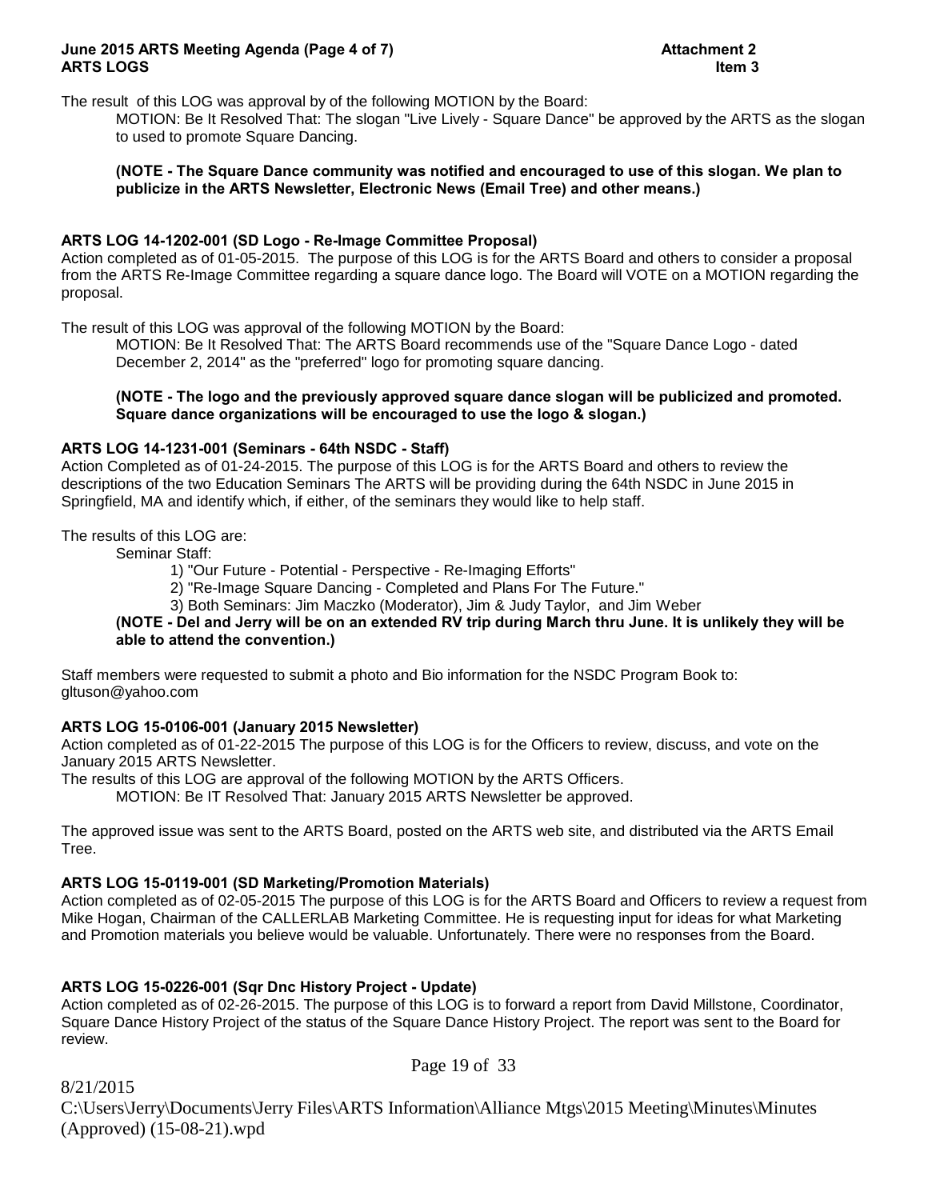The result of this LOG was approval by of the following MOTION by the Board:

> MOTION: Be It Resolved That: The slogan "Live Lively - Square Dance" be approved by the ARTS as the slogan to used to promote Square Dancing.
>
> **(NOTE - The Square Dance community was notified and encouraged to use of this slogan. We plan to publicize in the ARTS Newsletter, Electronic News (Email Tree) and other means.)**

**ARTS LOG 14-1202-001 (SD Logo - Re-Image Committee Proposal)**

Action completed as of 01-05-2015. The purpose of this LOG is for the ARTS Board and others to consider a proposal from the ARTS Re-Image Committee regarding a square dance logo. The Board will VOTE on a MOTION regarding the proposal.

The result of this LOG was approval of the following MOTION by the Board:

> MOTION: Be It Resolved That: The ARTS Board recommends use of the "Square Dance Logo - dated December 2, 2014" as the "preferred" logo for promoting square dancing.
>
> **(NOTE - The logo and the previously approved square dance slogan will be publicized and promoted. Square dance organizations will be encouraged to use the logo & slogan.)**

**ARTS LOG 14-1231-001 (Seminars - 64th NSDC - Staff)**

Action Completed as of 01-24-2015. The purpose of this LOG is for the ARTS Board and others to review the descriptions of the two Education Seminars The ARTS will be providing during the 64th NSDC in June 2015 in Springfield, MA and identify which, if either, of the seminars they would like to help staff.

The results of this LOG are:

Seminar Staff:

1) "Our Future - Potential - Perspective - Re-Imaging Efforts"
2) "Re-Image Square Dancing - Completed and Plans For The Future."
3) Both Seminars: Jim Maczko (Moderator), Jim & Judy Taylor, and Jim Weber

**(NOTE - Del and Jerry will be on an extended RV trip during March thru June. It is unlikely they will be able to attend the convention.)**

Staff members were requested to submit a photo and Bio information for the NSDC Program Book to: gltuson@yahoo.com

**ARTS LOG 15-0106-001 (January 2015 Newsletter)**

Action completed as of 01-22-2015 The purpose of this LOG is for the Officers to review, discuss, and vote on the January 2015 ARTS Newsletter.

The results of this LOG are approval of the following MOTION by the ARTS Officers.

> MOTION: Be IT Resolved That: January 2015 ARTS Newsletter be approved.

The approved issue was sent to the ARTS Board, posted on the ARTS web site, and distributed via the ARTS Email Tree.

**ARTS LOG 15-0119-001 (SD Marketing/Promotion Materials)**

Action completed as of 02-05-2015 The purpose of this LOG is for the ARTS Board and Officers to review a request from Mike Hogan, Chairman of the CALLERLAB Marketing Committee. He is requesting input for ideas for what Marketing and Promotion materials you believe would be valuable. Unfortunately. There were no responses from the Board.

**ARTS LOG 15-0226-001 (Sqr Dnc History Project - Update)**

Action completed as of 02-26-2015. The purpose of this LOG is to forward a report from David Millstone, Coordinator, Square Dance History Project of the status of the Square Dance History Project. The report was sent to the Board for review.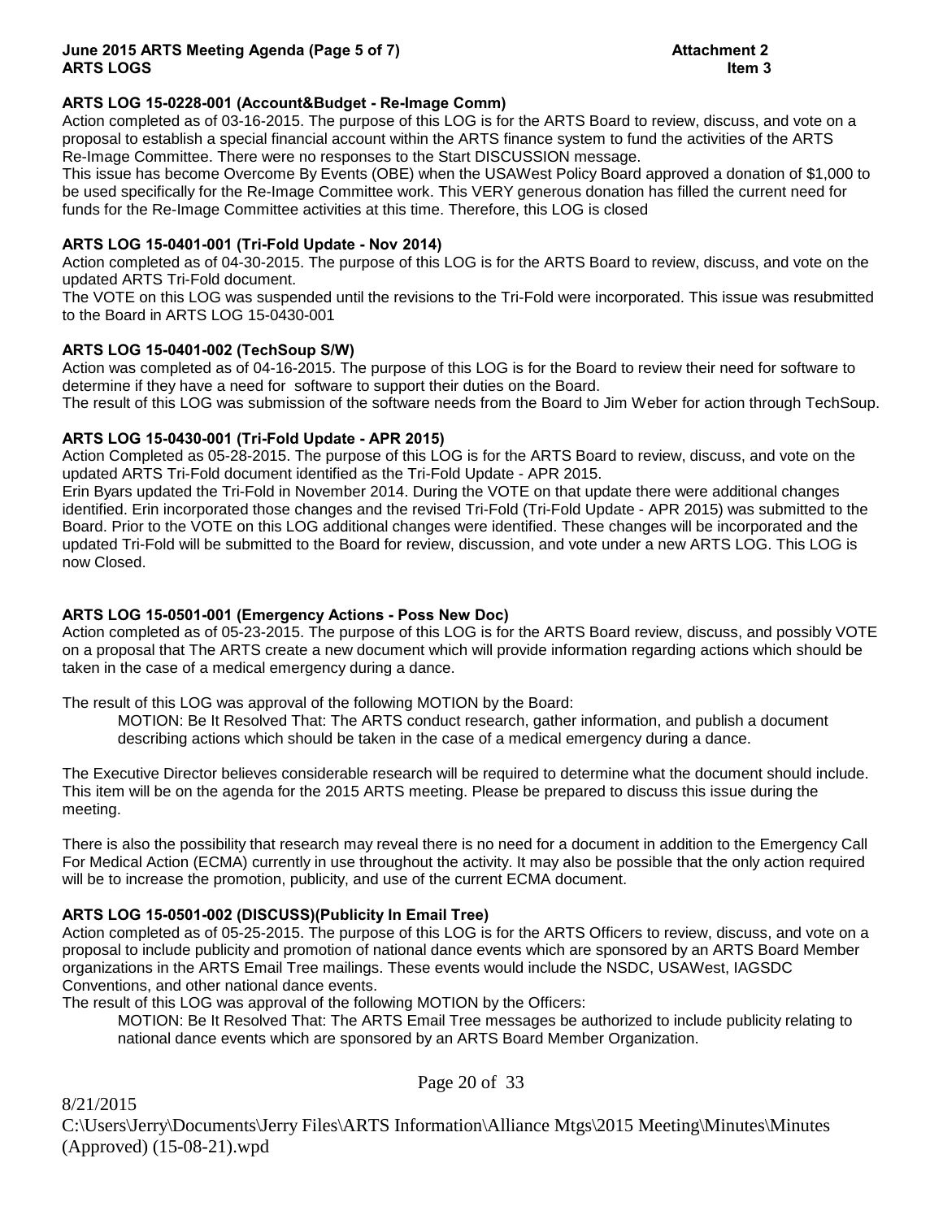**June 2015 ARTS Meeting Agenda (Page 5 of 7)** **Attachment 2**
**ARTS LOGS** **Item 3**

**ARTS LOG 15-0228-001 (Account&Budget - Re-Image Comm)**
Action completed as of 03-16-2015. The purpose of this LOG is for the ARTS Board to review, discuss, and vote on a proposal to establish a special financial account within the ARTS finance system to fund the activities of the ARTS Re-Image Committee. There were no responses to the Start DISCUSSION message.
This issue has become Overcome By Events (OBE) when the USAWest Policy Board approved a donation of $1,000 to be used specifically for the Re-Image Committee work. This VERY generous donation has filled the current need for funds for the Re-Image Committee activities at this time. Therefore, this LOG is closed

**ARTS LOG 15-0401-001 (Tri-Fold Update - Nov 2014)**
Action completed as of 04-30-2015. The purpose of this LOG is for the ARTS Board to review, discuss, and vote on the updated ARTS Tri-Fold document.
The VOTE on this LOG was suspended until the revisions to the Tri-Fold were incorporated. This issue was resubmitted to the Board in ARTS LOG 15-0430-001

**ARTS LOG 15-0401-002 (TechSoup S/W)**
Action was completed as of 04-16-2015. The purpose of this LOG is for the Board to review their need for software to determine if they have a need for software to support their duties on the Board.
The result of this LOG was submission of the software needs from the Board to Jim Weber for action through TechSoup.

**ARTS LOG 15-0430-001 (Tri-Fold Update - APR 2015)**
Action Completed as 05-28-2015. The purpose of this LOG is for the ARTS Board to review, discuss, and vote on the updated ARTS Tri-Fold document identified as the Tri-Fold Update - APR 2015.
Erin Byars updated the Tri-Fold in November 2014. During the VOTE on that update there were additional changes identified. Erin incorporated those changes and the revised Tri-Fold (Tri-Fold Update - APR 2015) was submitted to the Board. Prior to the VOTE on this LOG additional changes were identified. These changes will be incorporated and the updated Tri-Fold will be submitted to the Board for review, discussion, and vote under a new ARTS LOG. This LOG is now Closed.

**ARTS LOG 15-0501-001 (Emergency Actions - Poss New Doc)**
Action completed as of 05-23-2015. The purpose of this LOG is for the ARTS Board review, discuss, and possibly VOTE on a proposal that The ARTS create a new document which will provide information regarding actions which should be taken in the case of a medical emergency during a dance.

The result of this LOG was approval of the following MOTION by the Board:

> MOTION: Be It Resolved That: The ARTS conduct research, gather information, and publish a document describing actions which should be taken in the case of a medical emergency during a dance.

The Executive Director believes considerable research will be required to determine what the document should include. This item will be on the agenda for the 2015 ARTS meeting. Please be prepared to discuss this issue during the meeting.

There is also the possibility that research may reveal there is no need for a document in addition to the Emergency Call For Medical Action (ECMA) currently in use throughout the activity. It may also be possible that the only action required will be to increase the promotion, publicity, and use of the current ECMA document.

**ARTS LOG 15-0501-002 (DISCUSS)(Publicity In Email Tree)**
Action completed as of 05-25-2015. The purpose of this LOG is for the ARTS Officers to review, discuss, and vote on a proposal to include publicity and promotion of national dance events which are sponsored by an ARTS Board Member organizations in the ARTS Email Tree mailings. These events would include the NSDC, USAWest, IAGSDC Conventions, and other national dance events.
The result of this LOG was approval of the following MOTION by the Officers:

> MOTION: Be It Resolved That: The ARTS Email Tree messages be authorized to include publicity relating to national dance events which are sponsored by an ARTS Board Member Organization.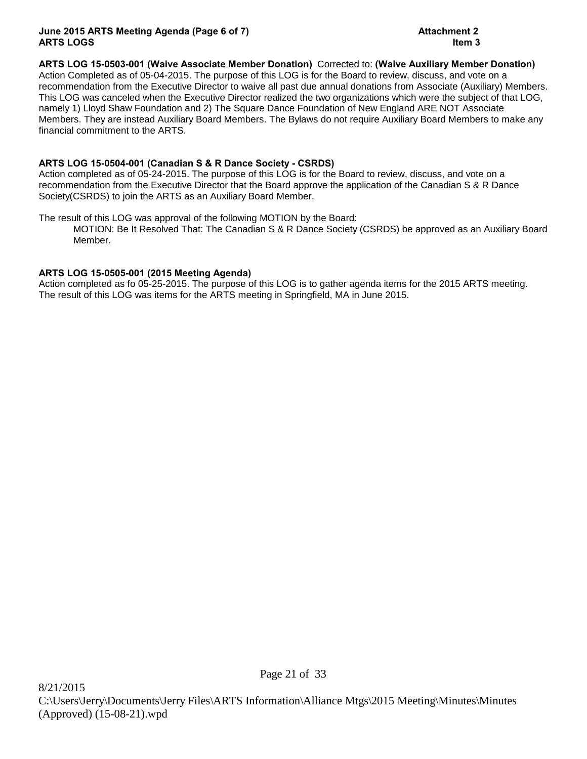**ARTS LOG 15-0503-001 (Waive Associate Member Donation)** Corrected to: **(Waive Auxiliary Member Donation)**
Action Completed as of 05-04-2015. The purpose of this LOG is for the Board to review, discuss, and vote on a recommendation from the Executive Director to waive all past due annual donations from Associate (Auxiliary) Members. This LOG was canceled when the Executive Director realized the two organizations which were the subject of that LOG, namely 1) Lloyd Shaw Foundation and 2) The Square Dance Foundation of New England ARE NOT Associate Members. They are instead Auxiliary Board Members. The Bylaws do not require Auxiliary Board Members to make any financial commitment to the ARTS.

**ARTS LOG 15-0504-001 (Canadian S & R Dance Society - CSRDS)**
Action completed as of 05-24-2015. The purpose of this LOG is for the Board to review, discuss, and vote on a recommendation from the Executive Director that the Board approve the application of the Canadian S & R Dance Society(CSRDS) to join the ARTS as an Auxiliary Board Member.

The result of this LOG was approval of the following MOTION by the Board:

> MOTION: Be It Resolved That: The Canadian S & R Dance Society (CSRDS) be approved as an Auxiliary Board Member.

**ARTS LOG 15-0505-001 (2015 Meeting Agenda)**
Action completed as fo 05-25-2015. The purpose of this LOG is to gather agenda items for the 2015 ARTS meeting. The result of this LOG was items for the ARTS meeting in Springfield, MA in June 2015.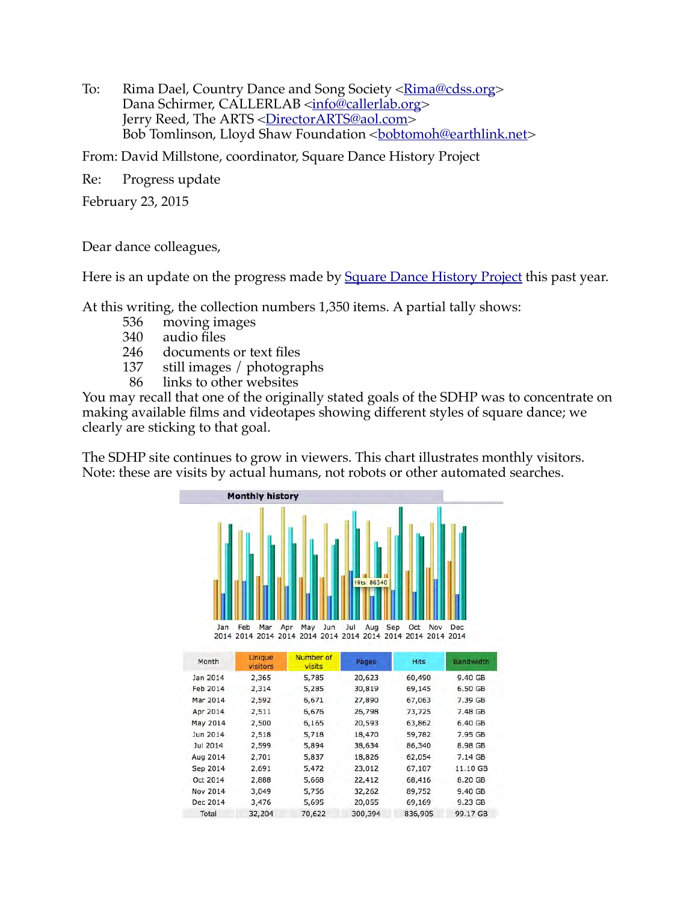To: Rima Dael, Country Dance and Song Society <Rima@cdss.org>
Dana Schirmer, CALLERLAB <info@callerlab.org>
Jerry Reed, The ARTS <DirectorARTS@aol.com>
Bob Tomlinson, Lloyd Shaw Foundation <bobtomoh@earthlink.net>

From: David Millstone, coordinator, Square Dance History Project

Re: Progress update

February 23, 2015

Dear dance colleagues,

Here is an update on the progress made by Square Dance History Project this past year.

At this writing, the collection numbers 1,350 items. A partial tally shows:

- 536 moving images
- 340 audio files
- 246 documents or text files
- 137 still images / photographs
- 86 links to other websites

You may recall that one of the originally stated goals of the SDHP was to concentrate on making available films and videotapes showing different styles of square dance; we clearly are sticking to that goal.

The SDHP site continues to grow in viewers. This chart illustrates monthly visitors. Note: these are visits by actual humans, not robots or other automated searches.

**Monthly history**

| Month | Unique visitors | Number of visits | Pages | Hits | Bandwidth |
|---|---|---|---|---|---|
| Jan 2014 | 2,365 | 5,785 | 20,623 | 60,490 | 9.40 GB |
| Feb 2014 | 2,314 | 5,285 | 30,819 | 69,145 | 6.50 GB |
| Mar 2014 | 2,592 | 6,671 | 27,890 | 67,063 | 7.39 GB |
| Apr 2014 | 2,511 | 6,676 | 26,798 | 73,725 | 7.48 GB |
| May 2014 | 2,500 | 6,165 | 20,593 | 63,862 | 6.40 GB |
| Jun 2014 | 2,518 | 5,718 | 18,470 | 59,782 | 7.95 GB |
| Jul 2014 | 2,599 | 5,894 | 38,634 | 86,340 | 8.98 GB |
| Aug 2014 | 2,701 | 5,837 | 18,826 | 62,054 | 7.14 GB |
| Sep 2014 | 2,691 | 5,472 | 23,012 | 67,107 | 11.10 GB |
| Oct 2014 | 2,888 | 5,668 | 22,412 | 68,416 | 8.20 GB |
| Nov 2014 | 3,049 | 5,756 | 32,262 | 89,752 | 9.40 GB |
| Dec 2014 | 3,476 | 5,695 | 20,055 | 69,169 | 9.23 GB |
| Total | 32,204 | 70,622 | 300,394 | 836,905 | 99.17 GB |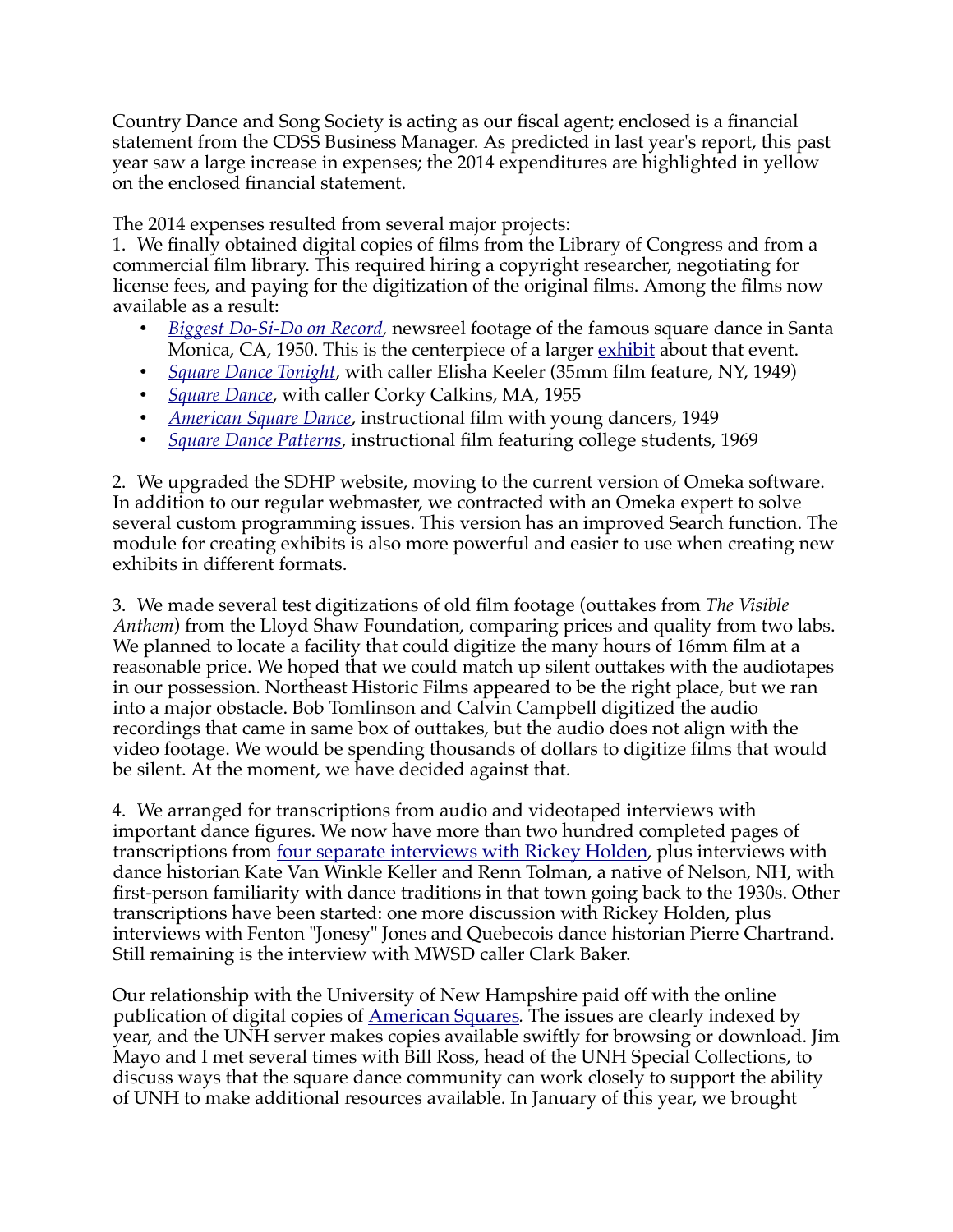Country Dance and Song Society is acting as our fiscal agent; enclosed is a financial statement from the CDSS Business Manager. As predicted in last year's report, this past year saw a large increase in expenses; the 2014 expenditures are highlighted in yellow on the enclosed financial statement.

The 2014 expenses resulted from several major projects:

1. We finally obtained digital copies of films from the Library of Congress and from a commercial film library. This required hiring a copyright researcher, negotiating for license fees, and paying for the digitization of the original films. Among the films now available as a result:
   - *Biggest Do-Si-Do on Record*, newsreel footage of the famous square dance in Santa Monica, CA, 1950. This is the centerpiece of a larger exhibit about that event.
   - *Square Dance Tonight*, with caller Elisha Keeler (35mm film feature, NY, 1949)
   - *Square Dance*, with caller Corky Calkins, MA, 1955
   - *American Square Dance*, instructional film with young dancers, 1949
   - *Square Dance Patterns*, instructional film featuring college students, 1969

2. We upgraded the SDHP website, moving to the current version of Omeka software. In addition to our regular webmaster, we contracted with an Omeka expert to solve several custom programming issues. This version has an improved Search function. The module for creating exhibits is also more powerful and easier to use when creating new exhibits in different formats.

3. We made several test digitizations of old film footage (outtakes from *The Visible Anthem*) from the Lloyd Shaw Foundation, comparing prices and quality from two labs. We planned to locate a facility that could digitize the many hours of 16mm film at a reasonable price. We hoped that we could match up silent outtakes with the audiotapes in our possession. Northeast Historic Films appeared to be the right place, but we ran into a major obstacle. Bob Tomlinson and Calvin Campbell digitized the audio recordings that came in same box of outtakes, but the audio does not align with the video footage. We would be spending thousands of dollars to digitize films that would be silent. At the moment, we have decided against that.

4. We arranged for transcriptions from audio and videotaped interviews with important dance figures. We now have more than two hundred completed pages of transcriptions from four separate interviews with Rickey Holden, plus interviews with dance historian Kate Van Winkle Keller and Renn Tolman, a native of Nelson, NH, with first-person familiarity with dance traditions in that town going back to the 1930s. Other transcriptions have been started: one more discussion with Rickey Holden, plus interviews with Fenton "Jonesy" Jones and Quebecois dance historian Pierre Chartrand. Still remaining is the interview with MWSD caller Clark Baker.

Our relationship with the University of New Hampshire paid off with the online publication of digital copies of American Squares. The issues are clearly indexed by year, and the UNH server makes copies available swiftly for browsing or download. Jim Mayo and I met several times with Bill Ross, head of the UNH Special Collections, to discuss ways that the square dance community can work closely to support the ability of UNH to make additional resources available. In January of this year, we brought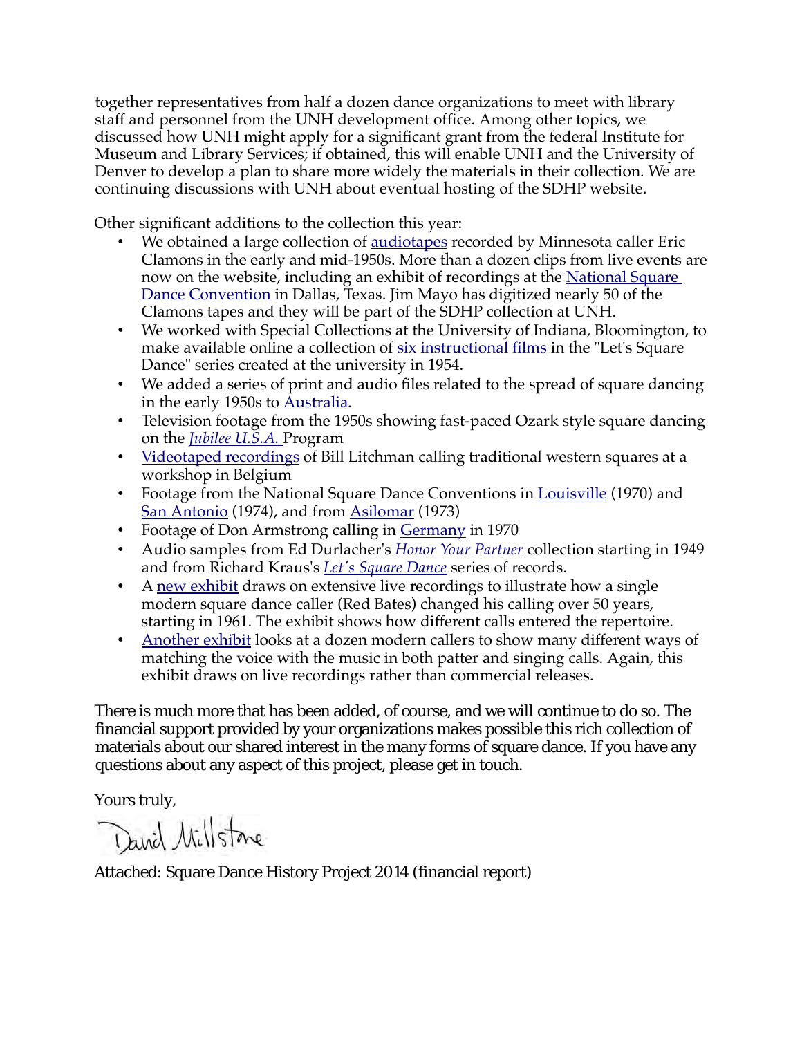together representatives from half a dozen dance organizations to meet with library staff and personnel from the UNH development office. Among other topics, we discussed how UNH might apply for a significant grant from the federal Institute for Museum and Library Services; if obtained, this will enable UNH and the University of Denver to develop a plan to share more widely the materials in their collection. We are continuing discussions with UNH about eventual hosting of the SDHP website.

Other significant additions to the collection this year:

- We obtained a large collection of audiotapes recorded by Minnesota caller Eric Clamons in the early and mid-1950s. More than a dozen clips from live events are now on the website, including an exhibit of recordings at the National Square Dance Convention in Dallas, Texas. Jim Mayo has digitized nearly 50 of the Clamons tapes and they will be part of the SDHP collection at UNH.
- We worked with Special Collections at the University of Indiana, Bloomington, to make available online a collection of six instructional films in the "Let's Square Dance" series created at the university in 1954.
- We added a series of print and audio files related to the spread of square dancing in the early 1950s to Australia.
- Television footage from the 1950s showing fast-paced Ozark style square dancing on the *Jubilee U.S.A.* Program
- Videotaped recordings of Bill Litchman calling traditional western squares at a workshop in Belgium
- Footage from the National Square Dance Conventions in Louisville (1970) and San Antonio (1974), and from Asilomar (1973)
- Footage of Don Armstrong calling in Germany in 1970
- Audio samples from Ed Durlacher's *Honor Your Partner* collection starting in 1949 and from Richard Kraus's *Let's Square Dance* series of records.
- A new exhibit draws on extensive live recordings to illustrate how a single modern square dance caller (Red Bates) changed his calling over 50 years, starting in 1961. The exhibit shows how different calls entered the repertoire.
- Another exhibit looks at a dozen modern callers to show many different ways of matching the voice with the music in both patter and singing calls. Again, this exhibit draws on live recordings rather than commercial releases.

There is much more that has been added, of course, and we will continue to do so. The financial support provided by your organizations makes possible this rich collection of materials about our shared interest in the many forms of square dance. If you have any questions about any aspect of this project, please get in touch.

Yours truly,

David Millstone

Attached: Square Dance History Project 2014 (financial report)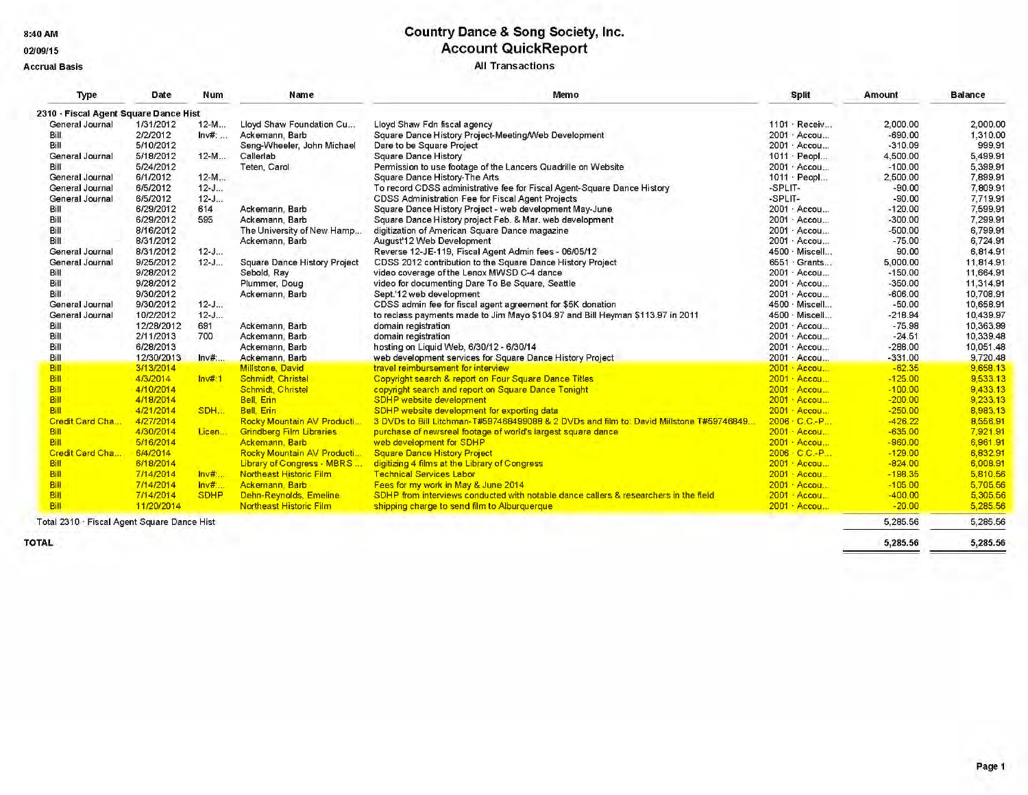8:40 AM
02/09/15
Accrual Basis

# Country Dance & Song Society, Inc.
## Account QuickReport
### All Transactions

| Type | Date | Num | Name | Memo | Split | Amount | Balance |
|---|---|---|---|---|---|---|---|
| **2310 · Fiscal Agent Square Dance Hist** | | | | | | | |
| General Journal | 1/31/2012 | 12-M... | Lloyd Shaw Foundation Cu... | Lloyd Shaw Fdn fiscal agency | 1101 · Receiv... | 2,000.00 | 2,000.00 |
| Bill | 2/2/2012 | Inv#: ... | Ackemann, Barb | Square Dance History Project-Meeting/Web Development | 2001 · Accou... | -690.00 | 1,310.00 |
| Bill | 5/10/2012 | | Seng-Wheeler, John Michael | Dare to be Square Project | 2001 · Accou... | -310.09 | 999.91 |
| General Journal | 5/18/2012 | 12-M... | Callerlab | Square Dance History | 1011 · Peopl... | 4,500.00 | 5,499.91 |
| Bill | 5/24/2012 | | Teten, Carol | Permission to use footage of the Lancers Quadrille on Website | 2001 · Accou... | -100.00 | 5,399.91 |
| General Journal | 6/1/2012 | 12-M... | | Square Dance History-The Arts | 1011 · Peopl... | 2,500.00 | 7,899.91 |
| General Journal | 6/5/2012 | 12-J... | | To record CDSS administrative fee for Fiscal Agent-Square Dance History | -SPLIT- | -90.00 | 7,809.91 |
| General Journal | 6/5/2012 | 12-J... | | CDSS Administration Fee for Fiscal Agent Projects | -SPLIT- | -90.00 | 7,719.91 |
| Bill | 6/29/2012 | 614 | Ackemann, Barb | Square Dance History Project - web development May-June | 2001 · Accou... | -120.00 | 7,599.91 |
| Bill | 6/29/2012 | 595 | Ackemann, Barb | Square Dance History project Feb. & Mar. web development | 2001 · Accou... | -300.00 | 7,299.91 |
| Bill | 8/16/2012 | | The University of New Hamp... | digitization of American Square Dance magazine | 2001 · Accou... | -500.00 | 6,799.91 |
| Bill | 8/31/2012 | | Ackemann, Barb | August'12 Web Development | 2001 · Accou... | -75.00 | 6,724.91 |
| General Journal | 8/31/2012 | 12-J... | | Reverse 12-JE-119, Fiscal Agent Admin fees - 06/05/12 | 4500 · Miscell... | 90.00 | 6,814.91 |
| General Journal | 9/25/2012 | 12-J... | Square Dance History Project | CDSS 2012 contribution to the Square Dance History Project | 6551 · Grants... | 5,000.00 | 11,814.91 |
| Bill | 9/28/2012 | | Sebold, Ray | video coverage of the Lenox MWSD C-4 dance | 2001 · Accou... | -150.00 | 11,664.91 |
| Bill | 9/28/2012 | | Plummer, Doug | video for documenting Dare To Be Square, Seattle | 2001 · Accou... | -350.00 | 11,314.91 |
| Bill | 9/30/2012 | | Ackemann, Barb | Sept.'12 web development | 2001 · Accou... | -606.00 | 10,708.91 |
| General Journal | 9/30/2012 | 12-J... | | CDSS admin fee for fiscal agent agreement for $5K donation | 4500 · Miscell... | -50.00 | 10,658.91 |
| General Journal | 10/2/2012 | 12-J... | | to reclass payments made to Jim Mayo $104.97 and Bill Heyman $113.97 in 2011 | 4500 · Miscell... | -218.94 | 10,439.97 |
| Bill | 12/28/2012 | 691 | Ackemann, Barb | domain registration | 2001 · Accou... | -75.98 | 10,363.99 |
| Bill | 2/11/2013 | 700 | Ackemann, Barb | domain registration | 2001 · Accou... | -24.51 | 10,339.48 |
| Bill | 6/28/2013 | | Ackemann, Barb | hosting on Liquid Web, 6/30/12 - 6/30/14 | 2001 · Accou... | -288.00 | 10,051.48 |
| Bill | 12/30/2013 | Inv#:... | Ackemann, Barb | web development services for Square Dance History Project | 2001 · Accou... | -331.00 | 9,720.48 |
| Bill | 3/13/2014 | | Millstone, David | travel reimbursement for interview | 2001 · Accou... | -62.35 | 9,658.13 |
| Bill | 4/3/2014 | Inv#:1 | Schmidt, Christel | Copyright search & report on Four Square Dance Titles | 2001 · Accou... | -125.00 | 9,533.13 |
| Bill | 4/10/2014 | | Schmidt, Christel | copyright search and report on Square Dance Tonight | 2001 · Accou... | -100.00 | 9,433.13 |
| Bill | 4/18/2014 | | Bell, Erin | SDHP website development | 2001 · Accou... | -200.00 | 9,233.13 |
| Bill | 4/21/2014 | SDH... | Bell, Erin | SDHP website development for exporting data | 2001 · Accou... | -250.00 | 8,983.13 |
| Credit Card Cha... | 4/27/2014 | | Rocky Mountain AV Producti... | 3 DVDs to Bill Litchman-T#597468499088 & 2 DVDs and film to: David Millstone T#59746849... | 2006 · C.C.-P... | -426.22 | 8,556.91 |
| Bill | 4/30/2014 | Licen... | Grindberg Film Libraries | purchase of newsreel footage of world's largest square dance | 2001 · Accou... | -635.00 | 7,921.91 |
| Bill | 5/16/2014 | | Ackemann, Barb | web development for SDHP | 2001 · Accou... | -960.00 | 6,961.91 |
| Credit Card Cha... | 6/4/2014 | | Rocky Mountain AV Producti... | Square Dance History Project | 2006 · C.C.-P... | -129.00 | 6,832.91 |
| Bill | 6/18/2014 | | Library of Congress - MBRS ... | digitizing 4 films at the Library of Congress | 2001 · Accou... | -824.00 | 6,008.91 |
| Bill | 7/14/2014 | Inv#:... | Northeast Historic Film | Technical Services Labor | 2001 · Accou... | -198.35 | 5,810.56 |
| Bill | 7/14/2014 | Inv#:... | Ackemann, Barb | Fees for my work in May & June 2014 | 2001 · Accou... | -105.00 | 5,705.56 |
| Bill | 7/14/2014 | SDHP | Dehn-Reynolds, Emeline | SDHP from interviews conducted with notable dance callers & researchers in the field | 2001 · Accou... | -400.00 | 5,305.56 |
| Bill | 11/20/2014 | | Northeast Historic Film | shipping charge to send film to Alburqurque | 2001 · Accou... | -20.00 | 5,285.56 |
| Total 2310 · Fiscal Agent Square Dance Hist | | | | | | 5,285.56 | 5,285.56 |
| **TOTAL** | | | | | | **5,285.56** | **5,285.56** |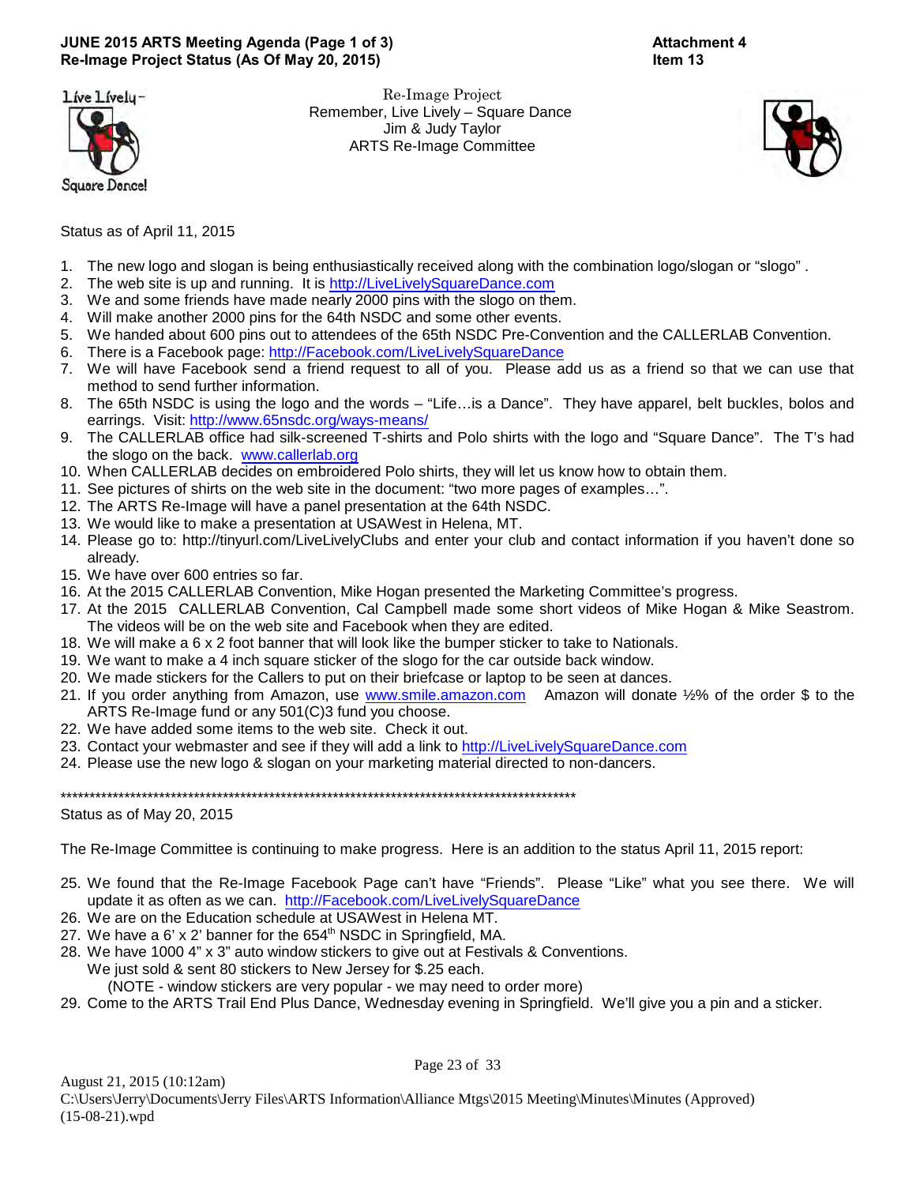**JUNE 2015 ARTS Meeting Agenda (Page 1 of 3)** **Attachment 4**
**Re-Image Project Status (As Of May 20, 2015)** **Item 13**

Live Lively – Square Dance!

Re-Image Project
Remember, Live Lively – Square Dance
Jim & Judy Taylor
ARTS Re-Image Committee

Status as of April 11, 2015

1. The new logo and slogan is being enthusiastically received along with the combination logo/slogan or "slogo" .
2. The web site is up and running. It is http://LiveLivelySquareDance.com
3. We and some friends have made nearly 2000 pins with the slogo on them.
4. Will make another 2000 pins for the 64th NSDC and some other events.
5. We handed about 600 pins out to attendees of the 65th NSDC Pre-Convention and the CALLERLAB Convention.
6. There is a Facebook page: http://Facebook.com/LiveLivelySquareDance
7. We will have Facebook send a friend request to all of you. Please add us as a friend so that we can use that method to send further information.
8. The 65th NSDC is using the logo and the words – "Life…is a Dance". They have apparel, belt buckles, bolos and earrings. Visit: http://www.65nsdc.org/ways-means/
9. The CALLERLAB office had silk-screened T-shirts and Polo shirts with the logo and "Square Dance". The T's had the slogo on the back. www.callerlab.org
10. When CALLERLAB decides on embroidered Polo shirts, they will let us know how to obtain them.
11. See pictures of shirts on the web site in the document: "two more pages of examples…".
12. The ARTS Re-Image will have a panel presentation at the 64th NSDC.
13. We would like to make a presentation at USAWest in Helena, MT.
14. Please go to: http://tinyurl.com/LiveLivelyClubs and enter your club and contact information if you haven't done so already.
15. We have over 600 entries so far.
16. At the 2015 CALLERLAB Convention, Mike Hogan presented the Marketing Committee's progress.
17. At the 2015 CALLERLAB Convention, Cal Campbell made some short videos of Mike Hogan & Mike Seastrom. The videos will be on the web site and Facebook when they are edited.
18. We will make a 6 x 2 foot banner that will look like the bumper sticker to take to Nationals.
19. We want to make a 4 inch square sticker of the slogo for the car outside back window.
20. We made stickers for the Callers to put on their briefcase or laptop to be seen at dances.
21. If you order anything from Amazon, use www.smile.amazon.com Amazon will donate ½% of the order $ to the ARTS Re-Image fund or any 501(C)3 fund you choose.
22. We have added some items to the web site. Check it out.
23. Contact your webmaster and see if they will add a link to http://LiveLivelySquareDance.com
24. Please use the new logo & slogan on your marketing material directed to non-dancers.

*******************************************************************************************

Status as of May 20, 2015

The Re-Image Committee is continuing to make progress. Here is an addition to the status April 11, 2015 report:

25. We found that the Re-Image Facebook Page can't have "Friends". Please "Like" what you see there. We will update it as often as we can. http://Facebook.com/LiveLivelySquareDance
26. We are on the Education schedule at USAWest in Helena MT.
27. We have a 6' x 2' banner for the 654th NSDC in Springfield, MA.
28. We have 1000 4" x 3" auto window stickers to give out at Festivals & Conventions.
    We just sold & sent 80 stickers to New Jersey for $.25 each.
    (NOTE - window stickers are very popular - we may need to order more)
29. Come to the ARTS Trail End Plus Dance, Wednesday evening in Springfield. We'll give you a pin and a sticker.

August 21, 2015 (10:12am)
C:\Users\Jerry\Documents\Jerry Files\ARTS Information\Alliance Mtgs\2015 Meeting\Minutes\Minutes (Approved) (15-08-21).wpd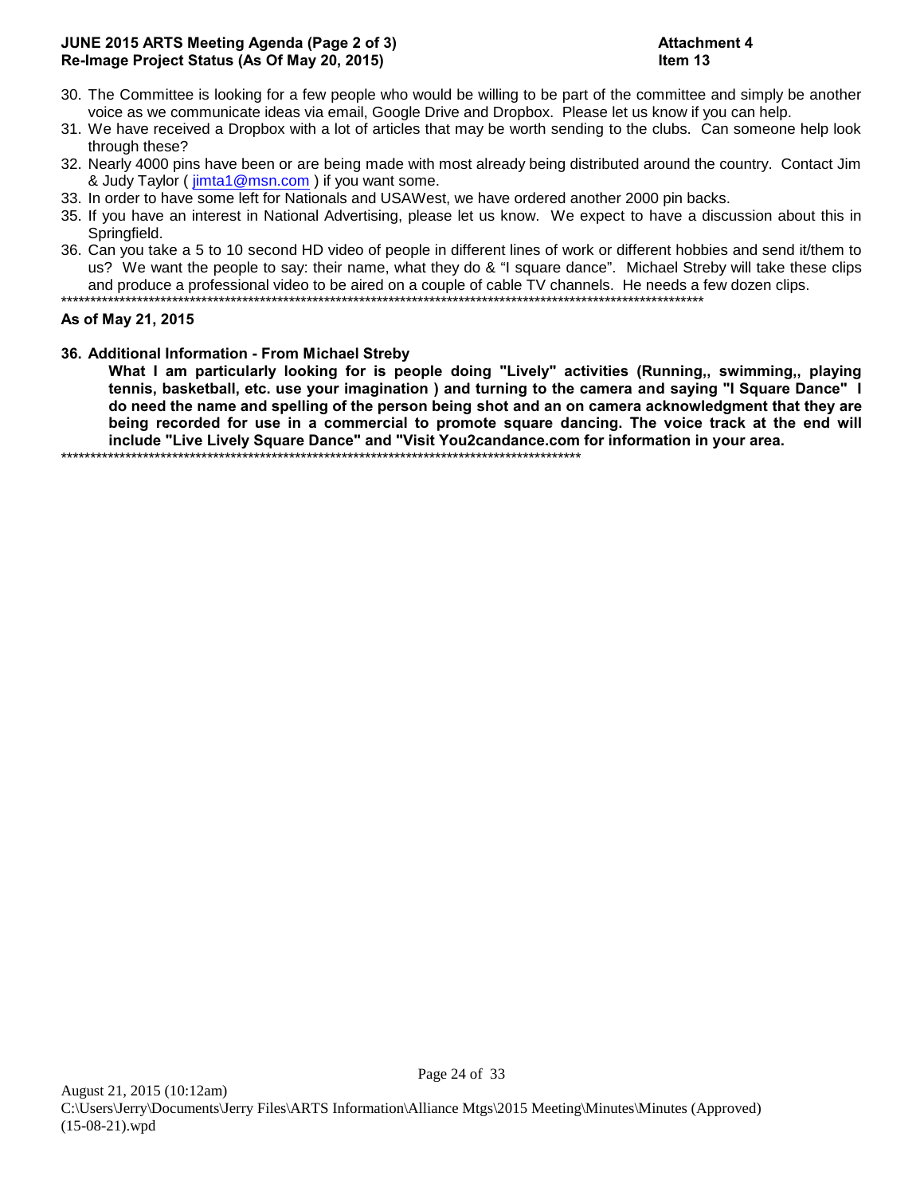**JUNE 2015 ARTS Meeting Agenda (Page 2 of 3)** **Attachment 4**
**Re-Image Project Status (As Of May 20, 2015)** **Item 13**

30. The Committee is looking for a few people who would be willing to be part of the committee and simply be another voice as we communicate ideas via email, Google Drive and Dropbox. Please let us know if you can help.
31. We have received a Dropbox with a lot of articles that may be worth sending to the clubs. Can someone help look through these?
32. Nearly 4000 pins have been or are being made with most already being distributed around the country. Contact Jim & Judy Taylor ( jimta1@msn.com ) if you want some.
33. In order to have some left for Nationals and USAWest, we have ordered another 2000 pin backs.
35. If you have an interest in National Advertising, please let us know. We expect to have a discussion about this in Springfield.
36. Can you take a 5 to 10 second HD video of people in different lines of work or different hobbies and send it/them to us? We want the people to say: their name, what they do & "I square dance". Michael Streby will take these clips and produce a professional video to be aired on a couple of cable TV channels. He needs a few dozen clips.

*****************************************************************************************************************

**As of May 21, 2015**

**36. Additional Information - From Michael Streby**

**What I am particularly looking for is people doing "Lively" activities (Running,, swimming,, playing tennis, basketball, etc. use your imagination ) and turning to the camera and saying "I Square Dance" I do need the name and spelling of the person being shot and an on camera acknowledgment that they are being recorded for use in a commercial to promote square dancing. The voice track at the end will include "Live Lively Square Dance" and "Visit You2candance.com for information in your area.**

*********************************************************************************************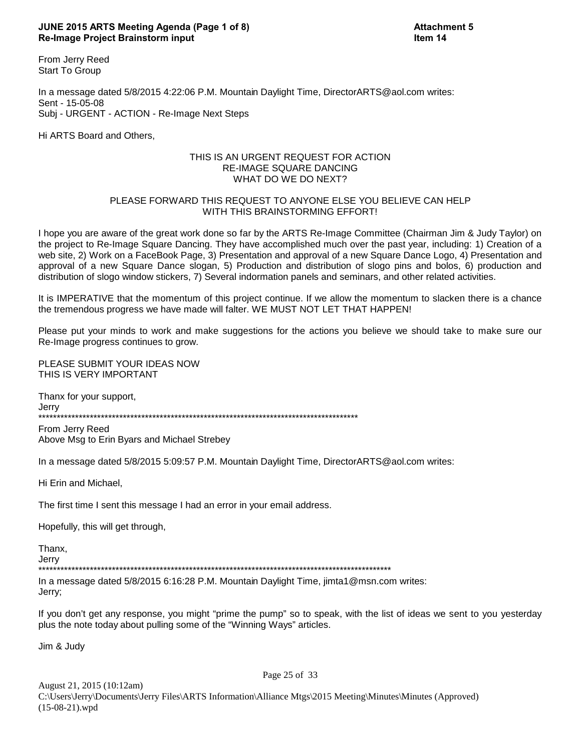From Jerry Reed
Start To Group

In a message dated 5/8/2015 4:22:06 P.M. Mountain Daylight Time, DirectorARTS@aol.com writes:
Sent - 15-05-08
Subj - URGENT - ACTION - Re-Image Next Steps

Hi ARTS Board and Others,

THIS IS AN URGENT REQUEST FOR ACTION
RE-IMAGE SQUARE DANCING
WHAT DO WE DO NEXT?

PLEASE FORWARD THIS REQUEST TO ANYONE ELSE YOU BELIEVE CAN HELP
WITH THIS BRAINSTORMING EFFORT!

I hope you are aware of the great work done so far by the ARTS Re-Image Committee (Chairman Jim & Judy Taylor) on the project to Re-Image Square Dancing. They have accomplished much over the past year, including: 1) Creation of a web site, 2) Work on a FaceBook Page, 3) Presentation and approval of a new Square Dance Logo, 4) Presentation and approval of a new Square Dance slogan, 5) Production and distribution of slogo pins and bolos, 6) production and distribution of slogo window stickers, 7) Several indormation panels and seminars, and other related activities.

It is IMPERATIVE that the momentum of this project continue. If we allow the momentum to slacken there is a chance the tremendous progress we have made will falter. WE MUST NOT LET THAT HAPPEN!

Please put your minds to work and make suggestions for the actions you believe we should take to make sure our Re-Image progress continues to grow.

PLEASE SUBMIT YOUR IDEAS NOW
THIS IS VERY IMPORTANT

Thanx for your support,
Jerry
******************************************************************************************

From Jerry Reed
Above Msg to Erin Byars and Michael Strebey

In a message dated 5/8/2015 5:09:57 P.M. Mountain Daylight Time, DirectorARTS@aol.com writes:

Hi Erin and Michael,

The first time I sent this message I had an error in your email address.

Hopefully, this will get through,

Thanx,
Jerry
**************************************************************************************************

In a message dated 5/8/2015 6:16:28 P.M. Mountain Daylight Time, jimta1@msn.com writes:
Jerry;

If you don't get any response, you might "prime the pump" so to speak, with the list of ideas we sent to you yesterday plus the note today about pulling some of the "Winning Ways" articles.

Jim & Judy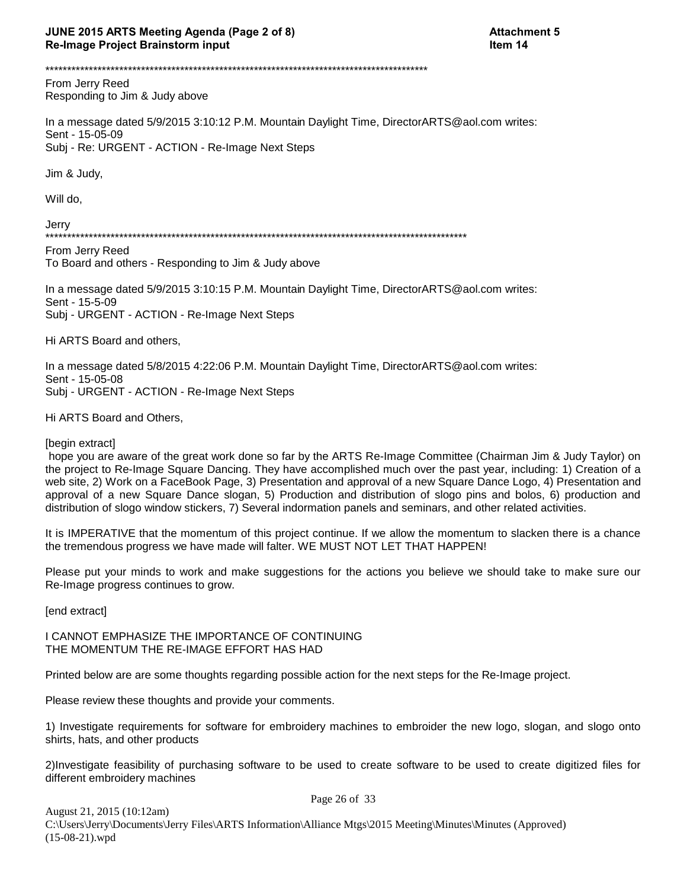*****************************************************************************************
From Jerry Reed
Responding to Jim & Judy above

In a message dated 5/9/2015 3:10:12 P.M. Mountain Daylight Time, DirectorARTS@aol.com writes:
Sent - 15-05-09
Subj - Re: URGENT - ACTION - Re-Image Next Steps

Jim & Judy,

Will do,

Jerry
**************************************************************************************************
From Jerry Reed
To Board and others - Responding to Jim & Judy above

In a message dated 5/9/2015 3:10:15 P.M. Mountain Daylight Time, DirectorARTS@aol.com writes:
Sent - 15-5-09
Subj - URGENT - ACTION - Re-Image Next Steps

Hi ARTS Board and others,

In a message dated 5/8/2015 4:22:06 P.M. Mountain Daylight Time, DirectorARTS@aol.com writes:
Sent - 15-05-08
Subj - URGENT - ACTION - Re-Image Next Steps

Hi ARTS Board and Others,

[begin extract]
hope you are aware of the great work done so far by the ARTS Re-Image Committee (Chairman Jim & Judy Taylor) on the project to Re-Image Square Dancing. They have accomplished much over the past year, including: 1) Creation of a web site, 2) Work on a FaceBook Page, 3) Presentation and approval of a new Square Dance Logo, 4) Presentation and approval of a new Square Dance slogan, 5) Production and distribution of slogo pins and bolos, 6) production and distribution of slogo window stickers, 7) Several indormation panels and seminars, and other related activities.

It is IMPERATIVE that the momentum of this project continue. If we allow the momentum to slacken there is a chance the tremendous progress we have made will falter. WE MUST NOT LET THAT HAPPEN!

Please put your minds to work and make suggestions for the actions you believe we should take to make sure our Re-Image progress continues to grow.

[end extract]

I CANNOT EMPHASIZE THE IMPORTANCE OF CONTINUING
THE MOMENTUM THE RE-IMAGE EFFORT HAS HAD

Printed below are are some thoughts regarding possible action for the next steps for the Re-Image project.

Please review these thoughts and provide your comments.

1) Investigate requirements for software for embroidery machines to embroider the new logo, slogan, and slogo onto shirts, hats, and other products

2)Investigate feasibility of purchasing software to be used to create software to be used to create digitized files for different embroidery machines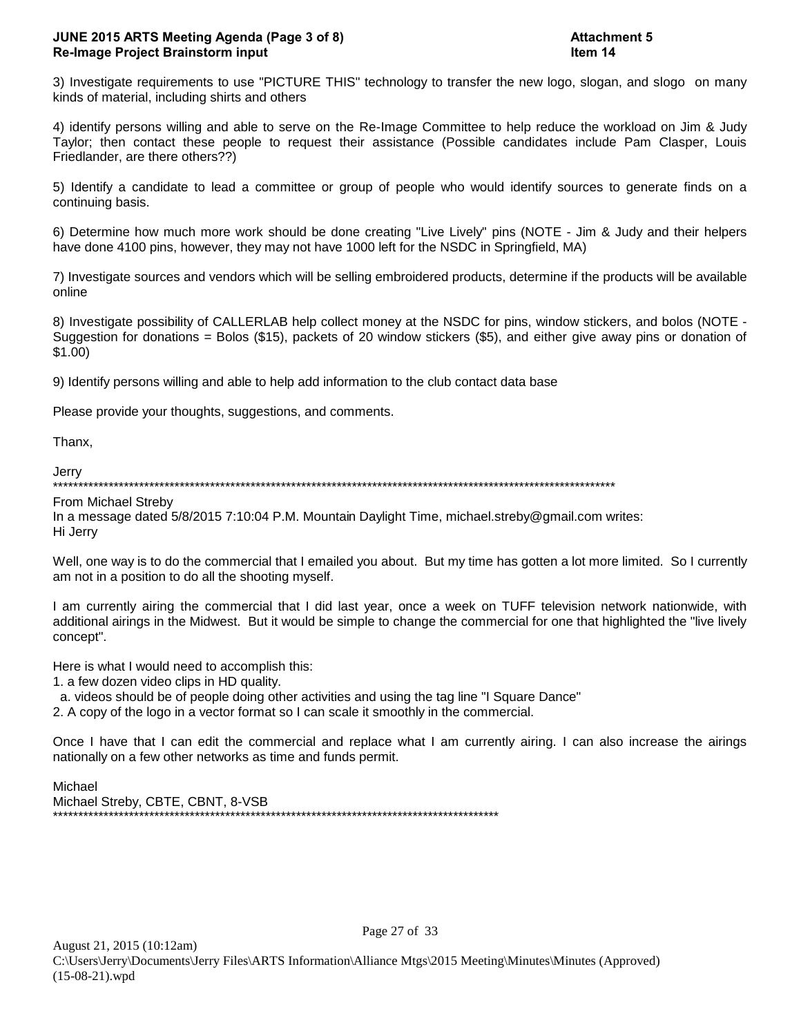3) Investigate requirements to use "PICTURE THIS" technology to transfer the new logo, slogan, and slogo on many kinds of material, including shirts and others

4) identify persons willing and able to serve on the Re-Image Committee to help reduce the workload on Jim & Judy Taylor; then contact these people to request their assistance (Possible candidates include Pam Clasper, Louis Friedlander, are there others??)

5) Identify a candidate to lead a committee or group of people who would identify sources to generate finds on a continuing basis.

6) Determine how much more work should be done creating "Live Lively" pins (NOTE - Jim & Judy and their helpers have done 4100 pins, however, they may not have 1000 left for the NSDC in Springfield, MA)

7) Investigate sources and vendors which will be selling embroidered products, determine if the products will be available online

8) Investigate possibility of CALLERLAB help collect money at the NSDC for pins, window stickers, and bolos (NOTE - Suggestion for donations = Bolos ($15), packets of 20 window stickers ($5), and either give away pins or donation of $1.00)

9) Identify persons willing and able to help add information to the club contact data base

Please provide your thoughts, suggestions, and comments.

Thanx,

Jerry
******************************************************************************************************************

From Michael Streby
In a message dated 5/8/2015 7:10:04 P.M. Mountain Daylight Time, michael.streby@gmail.com writes:
Hi Jerry

Well, one way is to do the commercial that I emailed you about. But my time has gotten a lot more limited. So I currently am not in a position to do all the shooting myself.

I am currently airing the commercial that I did last year, once a week on TUFF television network nationwide, with additional airings in the Midwest. But it would be simple to change the commercial for one that highlighted the "live lively concept".

Here is what I would need to accomplish this:
1. a few dozen video clips in HD quality.
  a. videos should be of people doing other activities and using the tag line "I Square Dance"
2. A copy of the logo in a vector format so I can scale it smoothly in the commercial.

Once I have that I can edit the commercial and replace what I am currently airing. I can also increase the airings nationally on a few other networks as time and funds permit.

Michael
Michael Streby, CBTE, CBNT, 8-VSB
******************************************************************************************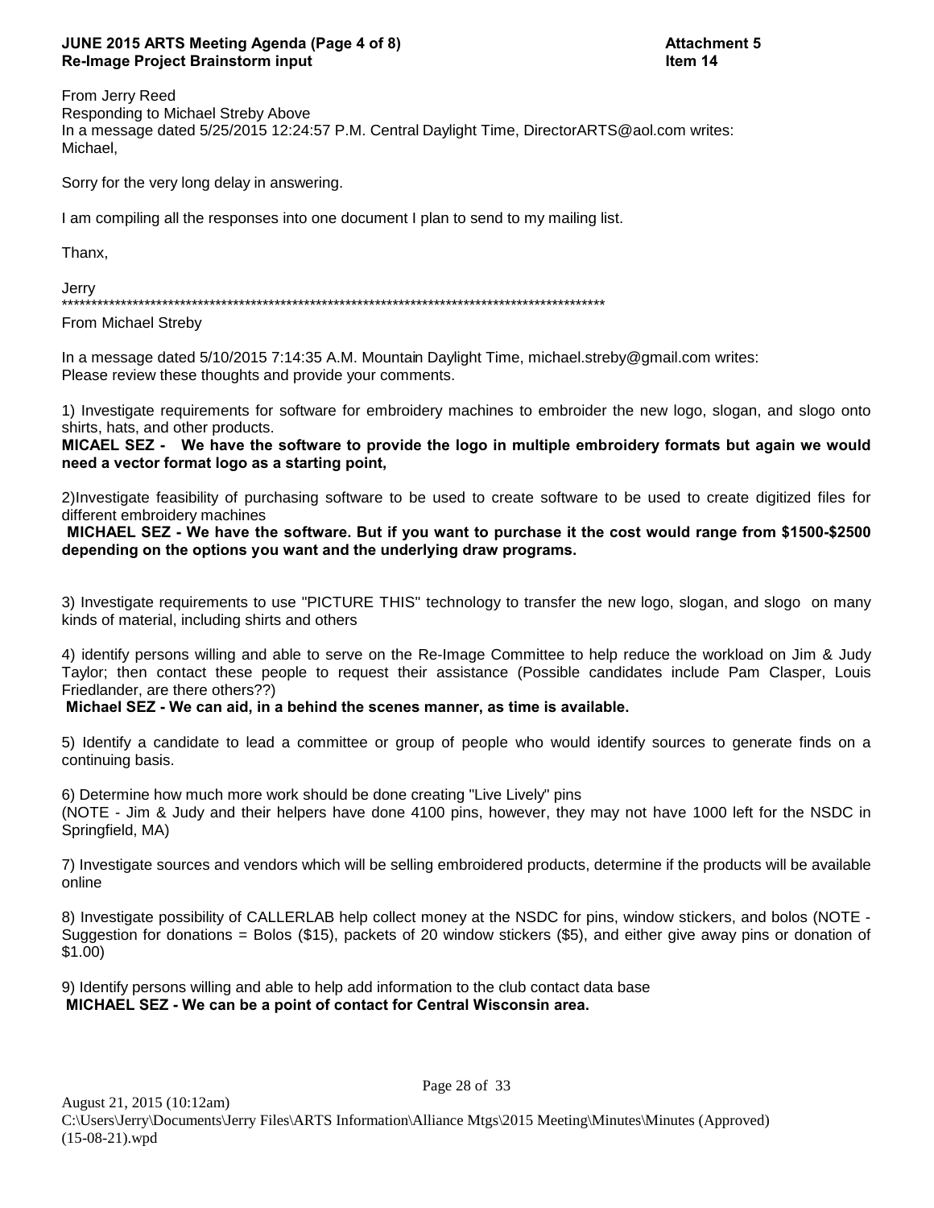**JUNE 2015 ARTS Meeting Agenda (Page 4 of 8)** **Attachment 5**
**Re-Image Project Brainstorm input** **Item 14**

From Jerry Reed
Responding to Michael Streby Above
In a message dated 5/25/2015 12:24:57 P.M. Central Daylight Time, DirectorARTS@aol.com writes:
Michael,

Sorry for the very long delay in answering.

I am compiling all the responses into one document I plan to send to my mailing list.

Thanx,

Jerry
*******************************************************************************************

From Michael Streby

In a message dated 5/10/2015 7:14:35 A.M. Mountain Daylight Time, michael.streby@gmail.com writes:
Please review these thoughts and provide your comments.

1) Investigate requirements for software for embroidery machines to embroider the new logo, slogan, and slogo onto shirts, hats, and other products.
**MICAEL SEZ - We have the software to provide the logo in multiple embroidery formats but again we would need a vector format logo as a starting point,**

2)Investigate feasibility of purchasing software to be used to create software to be used to create digitized files for different embroidery machines
**MICHAEL SEZ - We have the software. But if you want to purchase it the cost would range from $1500-$2500 depending on the options you want and the underlying draw programs.**

3) Investigate requirements to use "PICTURE THIS" technology to transfer the new logo, slogan, and slogo on many kinds of material, including shirts and others

4) identify persons willing and able to serve on the Re-Image Committee to help reduce the workload on Jim & Judy Taylor; then contact these people to request their assistance (Possible candidates include Pam Clasper, Louis Friedlander, are there others??)
**Michael SEZ - We can aid, in a behind the scenes manner, as time is available.**

5) Identify a candidate to lead a committee or group of people who would identify sources to generate finds on a continuing basis.

6) Determine how much more work should be done creating "Live Lively" pins
(NOTE - Jim & Judy and their helpers have done 4100 pins, however, they may not have 1000 left for the NSDC in Springfield, MA)

7) Investigate sources and vendors which will be selling embroidered products, determine if the products will be available online

8) Investigate possibility of CALLERLAB help collect money at the NSDC for pins, window stickers, and bolos (NOTE - Suggestion for donations = Bolos ($15), packets of 20 window stickers ($5), and either give away pins or donation of $1.00)

9) Identify persons willing and able to help add information to the club contact data base
**MICHAEL SEZ - We can be a point of contact for Central Wisconsin area.**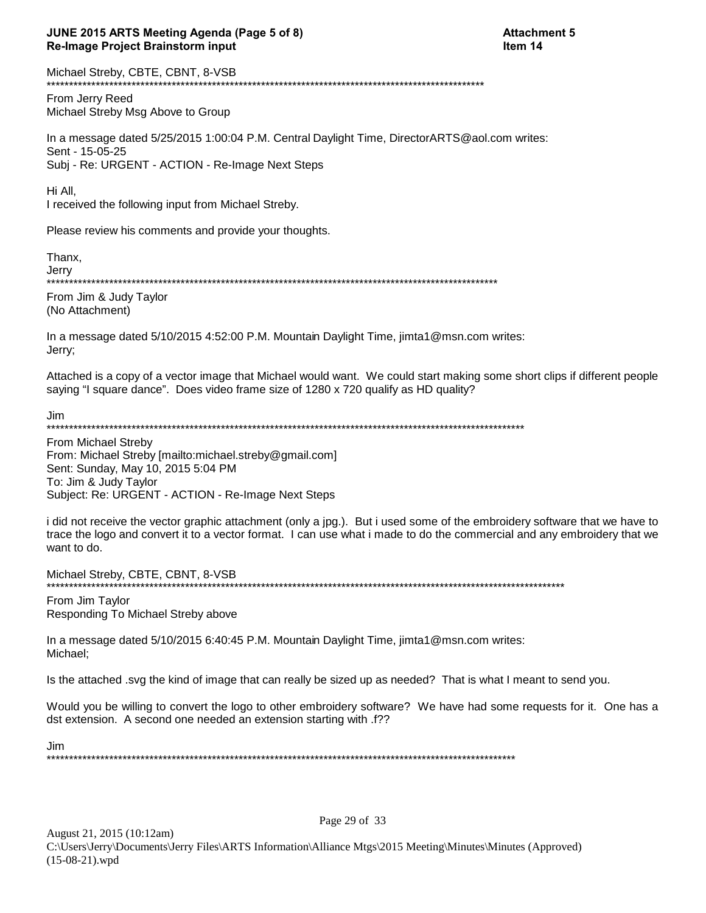Michael Streby, CBTE, CBNT, 8-VSB

*****************************************************************************************************

From Jerry Reed
Michael Streby Msg Above to Group

In a message dated 5/25/2015 1:00:04 P.M. Central Daylight Time, DirectorARTS@aol.com writes:
Sent - 15-05-25
Subj - Re: URGENT - ACTION - Re-Image Next Steps

Hi All,
I received the following input from Michael Streby.

Please review his comments and provide your thoughts.

Thanx,
Jerry

*****************************************************************************************************

From Jim & Judy Taylor
(No Attachment)

In a message dated 5/10/2015 4:52:00 P.M. Mountain Daylight Time, jimta1@msn.com writes:
Jerry;

Attached is a copy of a vector image that Michael would want. We could start making some short clips if different people saying "I square dance". Does video frame size of 1280 x 720 qualify as HD quality?

Jim

*****************************************************************************************************

From Michael Streby
From: Michael Streby [mailto:michael.streby@gmail.com]
Sent: Sunday, May 10, 2015 5:04 PM
To: Jim & Judy Taylor
Subject: Re: URGENT - ACTION - Re-Image Next Steps

i did not receive the vector graphic attachment (only a jpg.). But i used some of the embroidery software that we have to trace the logo and convert it to a vector format. I can use what i made to do the commercial and any embroidery that we want to do.

Michael Streby, CBTE, CBNT, 8-VSB

*****************************************************************************************************

From Jim Taylor
Responding To Michael Streby above

In a message dated 5/10/2015 6:40:45 P.M. Mountain Daylight Time, jimta1@msn.com writes:
Michael;

Is the attached .svg the kind of image that can really be sized up as needed? That is what I meant to send you.

Would you be willing to convert the logo to other embroidery software? We have had some requests for it. One has a dst extension. A second one needed an extension starting with .f??

Jim

*****************************************************************************************************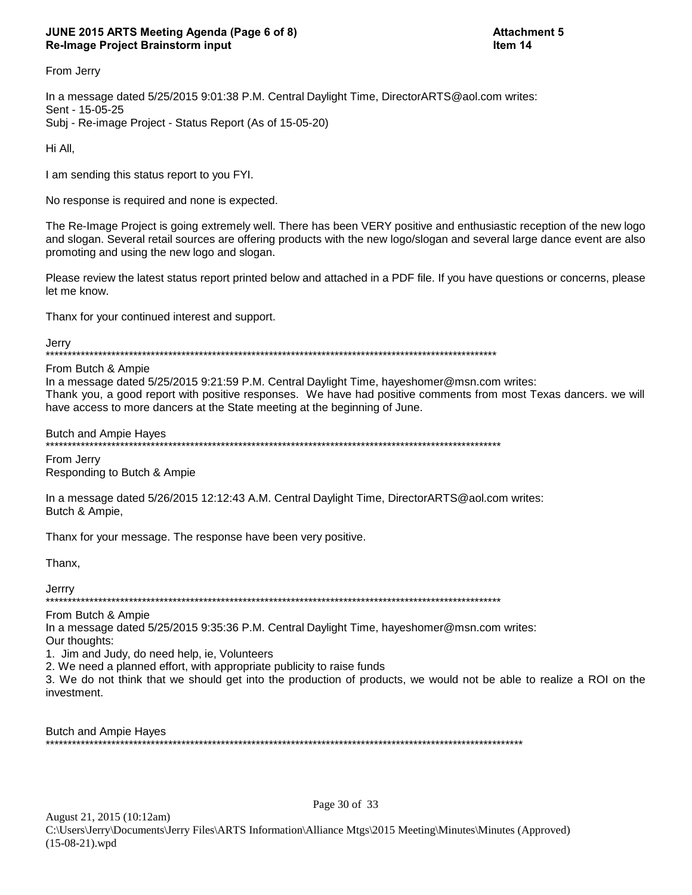From Jerry

In a message dated 5/25/2015 9:01:38 P.M. Central Daylight Time, DirectorARTS@aol.com writes:
Sent - 15-05-25
Subj - Re-image Project - Status Report (As of 15-05-20)

Hi All,

I am sending this status report to you FYI.

No response is required and none is expected.

The Re-Image Project is going extremely well. There has been VERY positive and enthusiastic reception of the new logo and slogan. Several retail sources are offering products with the new logo/slogan and several large dance event are also promoting and using the new logo and slogan.

Please review the latest status report printed below and attached in a PDF file. If you have questions or concerns, please let me know.

Thanx for your continued interest and support.

Jerry

From Butch & Ampie
In a message dated 5/25/2015 9:21:59 P.M. Central Daylight Time, hayeshomer@msn.com writes:
Thank you, a good report with positive responses. We have had positive comments from most Texas dancers. we will have access to more dancers at the State meeting at the beginning of June.

Butch and Ampie Hayes

From Jerry
Responding to Butch & Ampie

In a message dated 5/26/2015 12:12:43 A.M. Central Daylight Time, DirectorARTS@aol.com writes:
Butch & Ampie,

Thanx for your message. The response have been very positive.

Thanx,

Jerrry

From Butch & Ampie
In a message dated 5/25/2015 9:35:36 P.M. Central Daylight Time, hayeshomer@msn.com writes:
Our thoughts:

1. Jim and Judy, do need help, ie, Volunteers
2. We need a planned effort, with appropriate publicity to raise funds
3. We do not think that we should get into the production of products, we would not be able to realize a ROI on the investment.

Butch and Ampie Hayes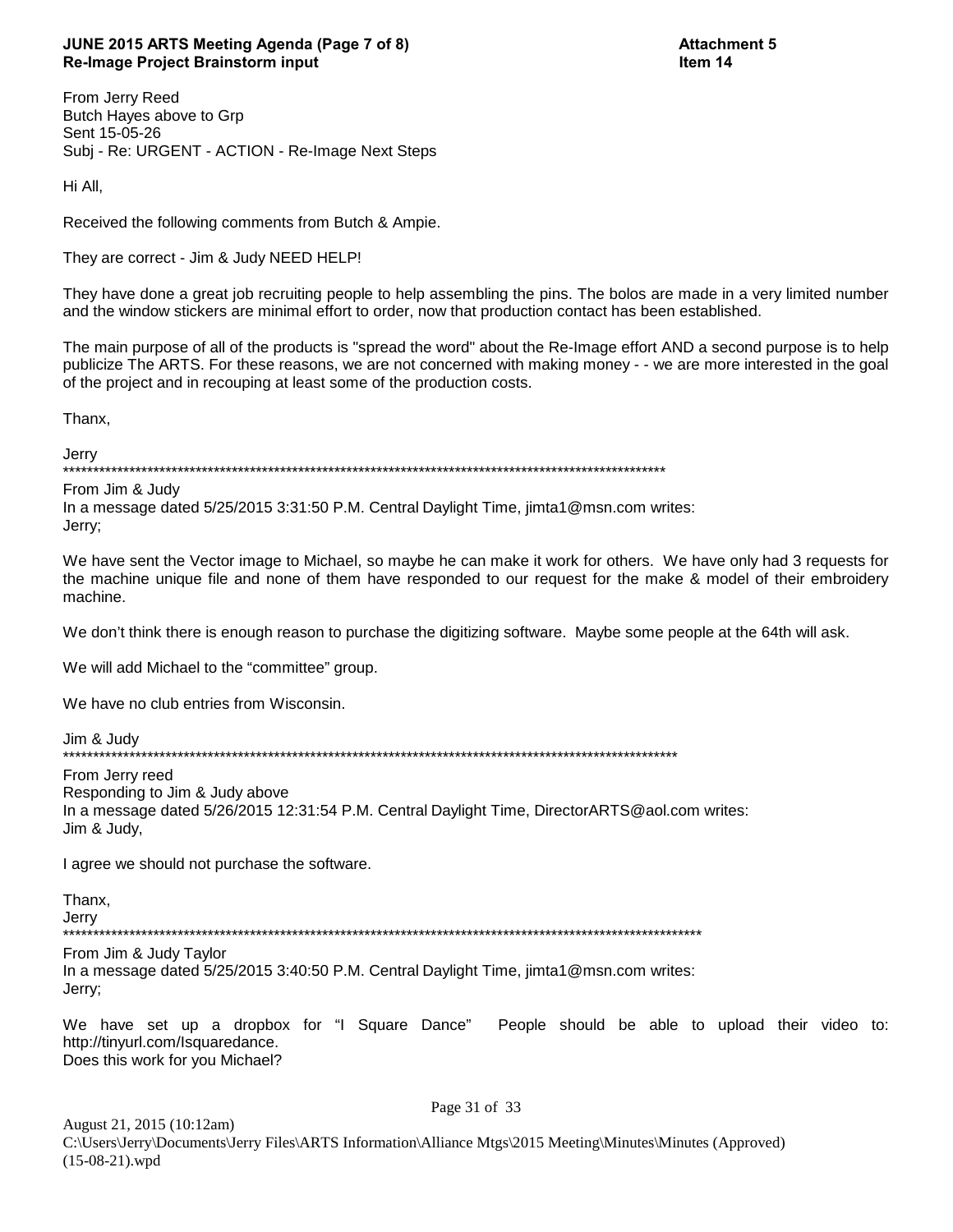**JUNE 2015 ARTS Meeting Agenda (Page 7 of 8)** **Attachment 5**
**Re-Image Project Brainstorm input** **Item 14**

From Jerry Reed
Butch Hayes above to Grp
Sent 15-05-26
Subj - Re: URGENT - ACTION - Re-Image Next Steps

Hi All,

Received the following comments from Butch & Ampie.

They are correct - Jim & Judy NEED HELP!

They have done a great job recruiting people to help assembling the pins. The bolos are made in a very limited number and the window stickers are minimal effort to order, now that production contact has been established.

The main purpose of all of the products is "spread the word" about the Re-Image effort AND a second purpose is to help publicize The ARTS. For these reasons, we are not concerned with making money - - we are more interested in the goal of the project and in recouping at least some of the production costs.

Thanx,

Jerry
*****************************************************************************************************
From Jim & Judy
In a message dated 5/25/2015 3:31:50 P.M. Central Daylight Time, jimta1@msn.com writes:
Jerry;

We have sent the Vector image to Michael, so maybe he can make it work for others. We have only had 3 requests for the machine unique file and none of them have responded to our request for the make & model of their embroidery machine.

We don't think there is enough reason to purchase the digitizing software. Maybe some people at the 64th will ask.

We will add Michael to the "committee" group.

We have no club entries from Wisconsin.

Jim & Judy
*****************************************************************************************************
From Jerry reed
Responding to Jim & Judy above
In a message dated 5/26/2015 12:31:54 P.M. Central Daylight Time, DirectorARTS@aol.com writes:
Jim & Judy,

I agree we should not purchase the software.

Thanx,
Jerry
*****************************************************************************************************
From Jim & Judy Taylor
In a message dated 5/25/2015 3:40:50 P.M. Central Daylight Time, jimta1@msn.com writes:
Jerry;

We have set up a dropbox for "I Square Dance" People should be able to upload their video to: http://tinyurl.com/Isquaredance.
Does this work for you Michael?

August 21, 2015 (10:12am)
C:\Users\Jerry\Documents\Jerry Files\ARTS Information\Alliance Mtgs\2015 Meeting\Minutes\Minutes (Approved) (15-08-21).wpd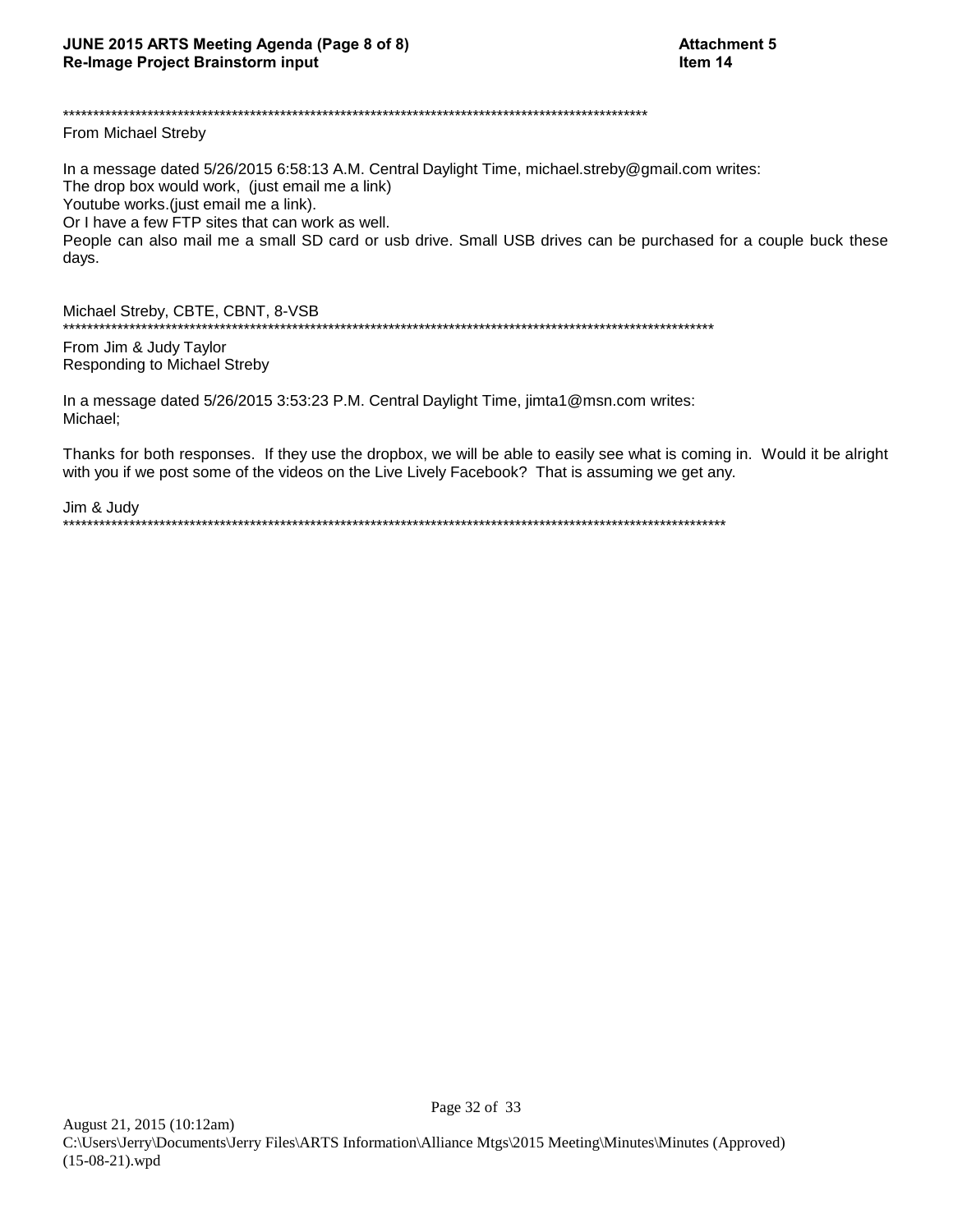**JUNE 2015 ARTS Meeting Agenda (Page 8 of 8)** **Attachment 5**
**Re-Image Project Brainstorm input** **Item 14**

****************************************************************************************************

From Michael Streby

In a message dated 5/26/2015 6:58:13 A.M. Central Daylight Time, michael.streby@gmail.com writes:
The drop box would work, (just email me a link)
Youtube works.(just email me a link).
Or I have a few FTP sites that can work as well.
People can also mail me a small SD card or usb drive. Small USB drives can be purchased for a couple buck these days.

Michael Streby, CBTE, CBNT, 8-VSB

****************************************************************************************************

From Jim & Judy Taylor
Responding to Michael Streby

In a message dated 5/26/2015 3:53:23 P.M. Central Daylight Time, jimta1@msn.com writes:
Michael;

Thanks for both responses. If they use the dropbox, we will be able to easily see what is coming in. Would it be alright with you if we post some of the videos on the Live Lively Facebook? That is assuming we get any.

Jim & Judy

****************************************************************************************************

August 21, 2015 (10:12am)
C:\Users\Jerry\Documents\Jerry Files\ARTS Information\Alliance Mtgs\2015 Meeting\Minutes\Minutes (Approved) (15-08-21).wpd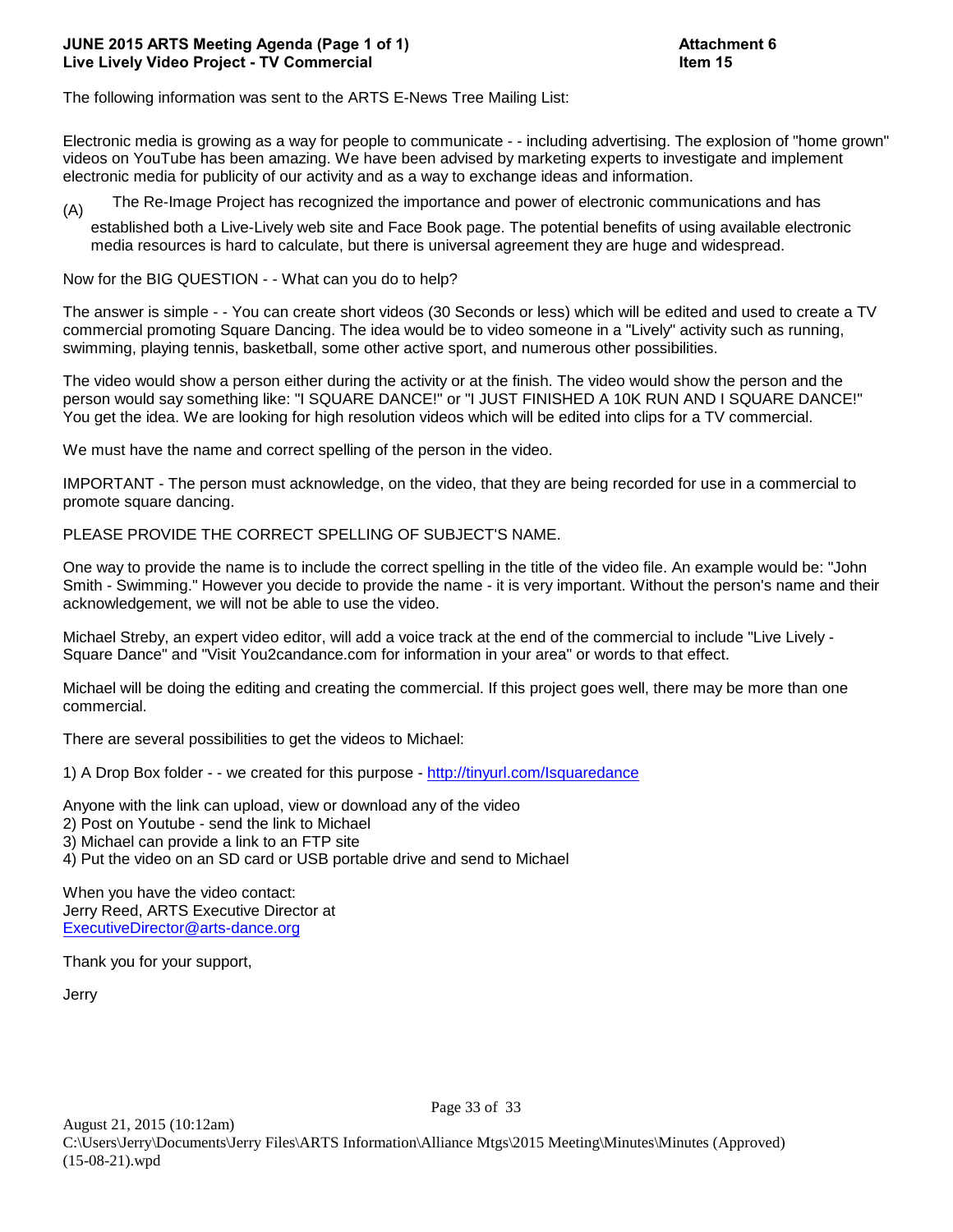**JUNE 2015 ARTS Meeting Agenda (Page 1 of 1)** **Attachment 6**
**Live Lively Video Project - TV Commercial** **Item 15**

The following information was sent to the ARTS E-News Tree Mailing List:

Electronic media is growing as a way for people to communicate - - including advertising. The explosion of "home grown" videos on YouTube has been amazing. We have been advised by marketing experts to investigate and implement electronic media for publicity of our activity and as a way to exchange ideas and information.

(A) The Re-Image Project has recognized the importance and power of electronic communications and has established both a Live-Lively web site and Face Book page. The potential benefits of using available electronic media resources is hard to calculate, but there is universal agreement they are huge and widespread.

Now for the BIG QUESTION - - What can you do to help?

The answer is simple - - You can create short videos (30 Seconds or less) which will be edited and used to create a TV commercial promoting Square Dancing. The idea would be to video someone in a "Lively" activity such as running, swimming, playing tennis, basketball, some other active sport, and numerous other possibilities.

The video would show a person either during the activity or at the finish. The video would show the person and the person would say something like: "I SQUARE DANCE!" or "I JUST FINISHED A 10K RUN AND I SQUARE DANCE!" You get the idea. We are looking for high resolution videos which will be edited into clips for a TV commercial.

We must have the name and correct spelling of the person in the video.

IMPORTANT - The person must acknowledge, on the video, that they are being recorded for use in a commercial to promote square dancing.

PLEASE PROVIDE THE CORRECT SPELLING OF SUBJECT'S NAME.

One way to provide the name is to include the correct spelling in the title of the video file. An example would be: "John Smith - Swimming." However you decide to provide the name - it is very important. Without the person's name and their acknowledgement, we will not be able to use the video.

Michael Streby, an expert video editor, will add a voice track at the end of the commercial to include "Live Lively - Square Dance" and "Visit You2candance.com for information in your area" or words to that effect.

Michael will be doing the editing and creating the commercial. If this project goes well, there may be more than one commercial.

There are several possibilities to get the videos to Michael:

1) A Drop Box folder - - we created for this purpose - http://tinyurl.com/lsquaredance

Anyone with the link can upload, view or download any of the video
2) Post on Youtube - send the link to Michael
3) Michael can provide a link to an FTP site
4) Put the video on an SD card or USB portable drive and send to Michael

When you have the video contact:
Jerry Reed, ARTS Executive Director at
ExecutiveDirector@arts-dance.org

Thank you for your support,

Jerry

August 21, 2015 (10:12am)
C:\Users\Jerry\Documents\Jerry Files\ARTS Information\Alliance Mtgs\2015 Meeting\Minutes\Minutes (Approved) (15-08-21).wpd